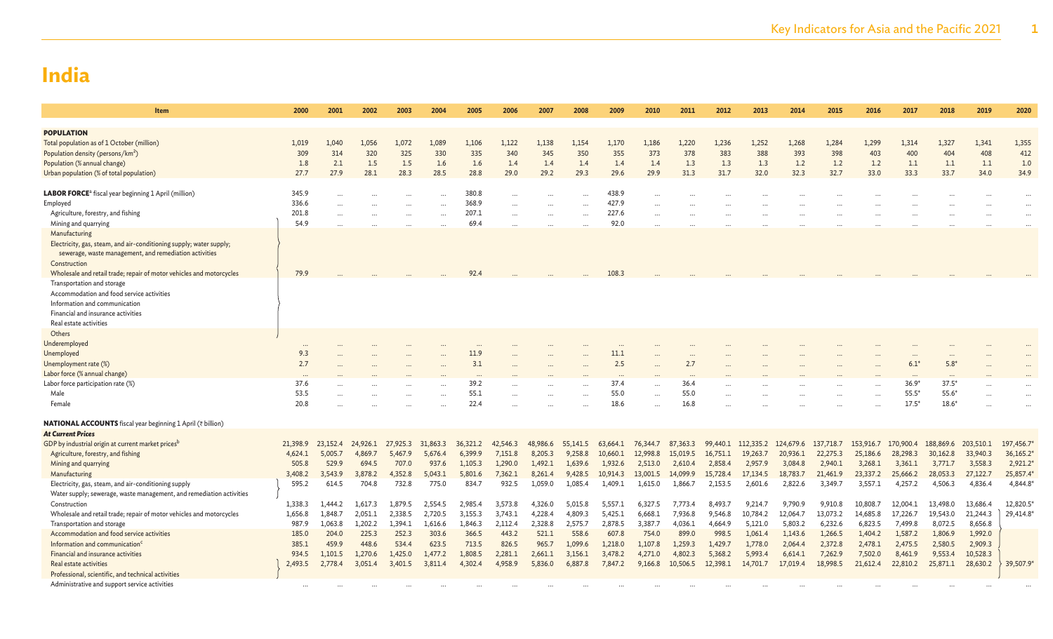# India

| Item | 2000 | 2001 | 2002 | 2003 | 2004 | 2005 | 2006 | 2007 | 2008 | 2009 | 2010 | 2011 | 2012 | 2013 | 2014 | 2015 | 2016 | 2017 | 2018 | 2019 | 2020 |
|---|---|---|---|---|---|---|---|---|---|---|---|---|---|---|---|---|---|---|---|---|---|
| **POPULATION** | | | | | | | | | | | | | | | | | | | | | |
| Total population as of 1 October (million) | 1,019 | 1,040 | 1,056 | 1,072 | 1,089 | 1,106 | 1,122 | 1,138 | 1,154 | 1,170 | 1,186 | 1,220 | 1,236 | 1,252 | 1,268 | 1,284 | 1,299 | 1,314 | 1,327 | 1,341 | 1,355 |
| Population density (persons/km²) | 309 | 314 | 320 | 325 | 330 | 335 | 340 | 345 | 350 | 355 | 373 | 378 | 383 | 388 | 393 | 398 | 403 | 400 | 404 | 408 | 412 |
| Population (% annual change) | 1.8 | 2.1 | 1.5 | 1.5 | 1.6 | 1.6 | 1.4 | 1.4 | 1.4 | 1.4 | 1.4 | 1.3 | 1.3 | 1.3 | 1.2 | 1.2 | 1.2 | 1.1 | 1.1 | 1.1 | 1.0 |
| Urban population (% of total population) | 27.7 | 27.9 | 28.1 | 28.3 | 28.5 | 28.8 | 29.0 | 29.2 | 29.3 | 29.6 | 29.9 | 31.3 | 31.7 | 32.0 | 32.3 | 32.7 | 33.0 | 33.3 | 33.7 | 34.0 | 34.9 |
| **LABOR FORCE**[a] fiscal year beginning 1 April (million) | 345.9 | ... | ... | ... | ... | 380.8 | ... | ... | ... | 438.9 | ... | ... | ... | ... | ... | ... | ... | ... | ... | ... | ... |
| Employed | 336.6 | ... | ... | ... | ... | 368.9 | ... | ... | ... | 427.9 | ... | ... | ... | ... | ... | ... | ... | ... | ... | ... | ... |
| Agriculture, forestry, and fishing | 201.8 | ... | ... | ... | ... | 207.1 | ... | ... | ... | 227.6 | ... | ... | ... | ... | ... | ... | ... | ... | ... | ... | ... |
| Mining and quarrying | 54.9 | ... | ... | ... | ... | 69.4 | ... | ... | ... | 92.0 | ... | ... | ... | ... | ... | ... | ... | ... | ... | ... | ... |
| Manufacturing | | | | | | | | | | | | | | | | | | | | | |
| Electricity, gas, steam, and air-conditioning supply; water supply; sewerage, waste management, and remediation activities | | | | | | | | | | | | | | | | | | | | | |
| Construction | | | | | | | | | | | | | | | | | | | | | |
| Wholesale and retail trade; repair of motor vehicles and motorcycles | 79.9 | ... | ... | ... | ... | 92.4 | ... | ... | ... | 108.3 | ... | ... | ... | ... | ... | ... | ... | ... | ... | ... | ... |
| Transportation and storage | | | | | | | | | | | | | | | | | | | | | |
| Accommodation and food service activities | | | | | | | | | | | | | | | | | | | | | |
| Information and communication | | | | | | | | | | | | | | | | | | | | | |
| Financial and insurance activities | | | | | | | | | | | | | | | | | | | | | |
| Real estate activities | | | | | | | | | | | | | | | | | | | | | |
| Others | | | | | | | | | | | | | | | | | | | | | |
| Underemployed | ... | ... | ... | ... | ... | ... | ... | ... | ... | ... | ... | ... | ... | ... | ... | ... | ... | ... | ... | ... | ... |
| Unemployed | 9.3 | ... | ... | ... | ... | 11.9 | ... | ... | ... | 11.1 | ... | ... | ... | ... | ... | ... | ... | ... | ... | ... | ... |
| Unemployment rate (%) | 2.7 | ... | ... | ... | ... | 3.1 | ... | ... | ... | 2.5 | ... | 2.7 | ... | ... | ... | ... | ... | 6.1* | 5.8* | ... | ... |
| Labor force (% annual change) | ... | ... | ... | ... | ... | ... | ... | ... | ... | ... | ... | ... | ... | ... | ... | ... | ... | ... | ... | ... | ... |
| Labor force participation rate (%) | 37.6 | ... | ... | ... | ... | 39.2 | ... | ... | ... | 37.4 | ... | 36.4 | ... | ... | ... | ... | ... | 36.9* | 37.5* | ... | ... |
| Male | 53.5 | ... | ... | ... | ... | 55.1 | ... | ... | ... | 55.0 | ... | 55.0 | ... | ... | ... | ... | ... | 55.5* | 55.6* | ... | ... |
| Female | 20.8 | ... | ... | ... | ... | 22.4 | ... | ... | ... | 18.6 | ... | 16.8 | ... | ... | ... | ... | ... | 17.5* | 18.6* | ... | ... |
| **NATIONAL ACCOUNTS** fiscal year beginning 1 April (₹ billion) | | | | | | | | | | | | | | | | | | | | | |
| ***At Current Prices*** | | | | | | | | | | | | | | | | | | | | | |
| GDP by industrial origin at current market prices[b] | 21,398.9 | 23,152.4 | 24,926.1 | 27,925.3 | 31,863.3 | 36,321.2 | 42,546.3 | 48,986.6 | 55,141.5 | 63,664.1 | 76,344.7 | 87,363.3 | 99,440.1 | 112,335.2 | 124,679.6 | 137,718.7 | 153,916.7 | 170,900.4 | 188,869.6 | 203,510.1 | 197,456.7* |
| Agriculture, forestry, and fishing | 4,624.1 | 5,005.7 | 4,869.7 | 5,467.9 | 5,676.4 | 6,399.9 | 7,151.8 | 8,205.3 | 9,258.8 | 10,660.1 | 12,998.8 | 15,019.5 | 16,751.1 | 19,263.7 | 20,936.1 | 22,275.3 | 25,186.6 | 28,298.3 | 30,162.8 | 33,940.3 | 36,165.2* |
| Mining and quarrying | 505.8 | 529.9 | 694.5 | 707.0 | 937.6 | 1,105.3 | 1,290.0 | 1,492.1 | 1,639.6 | 1,932.6 | 2,513.0 | 2,610.4 | 2,858.4 | 2,957.9 | 3,084.8 | 2,940.1 | 3,268.1 | 3,361.1 | 3,771.7 | 3,558.3 | 2,921.2* |
| Manufacturing | 3,408.2 | 3,543.9 | 3,878.2 | 4,352.8 | 5,043.1 | 5,801.6 | 7,362.1 | 8,261.4 | 9,428.5 | 10,914.3 | 13,001.5 | 14,099.9 | 15,728.4 | 17,134.5 | 18,783.7 | 21,461.9 | 23,337.2 | 25,666.2 | 28,053.3 | 27,122.7 | 25,857.4* |
| Electricity, gas, steam, and air-conditioning supply | 595.2 | 614.5 | 704.8 | 732.8 | 775.0 | 834.7 | 932.5 | 1,059.0 | 1,085.4 | 1,409.1 | 1,615.0 | 1,866.7 | 2,153.5 | 2,601.6 | 2,822.6 | 3,349.7 | 3,557.1 | 4,257.2 | 4,506.3 | 4,836.4 | 4,844.8* |
| Water supply; sewerage, waste management, and remediation activities | | | | | | | | | | | | | | | | | | | | | |
| Construction | 1,338.3 | 1,444.2 | 1,617.3 | 1,879.5 | 2,554.5 | 2,985.4 | 3,573.8 | 4,326.0 | 5,015.8 | 5,557.1 | 6,327.5 | 7,773.4 | 8,493.7 | 9,214.7 | 9,790.9 | 9,910.8 | 10,808.7 | 12,004.1 | 13,498.0 | 13,686.4 | 12,820.5* |
| Wholesale and retail trade; repair of motor vehicles and motorcycles | 1,656.8 | 1,848.7 | 2,051.1 | 2,338.5 | 2,720.5 | 3,155.3 | 3,743.1 | 4,228.4 | 4,809.3 | 5,425.1 | 6,668.1 | 7,936.8 | 9,546.8 | 10,784.2 | 12,064.7 | 13,073.2 | 14,685.8 | 17,226.7 | 19,543.0 | 21,244.3 | 29,414.8* |
| Transportation and storage | 987.9 | 1,063.8 | 1,202.2 | 1,394.1 | 1,616.6 | 1,846.3 | 2,112.4 | 2,328.8 | 2,575.7 | 2,878.5 | 3,387.7 | 4,036.1 | 4,664.9 | 5,121.0 | 5,803.2 | 6,232.6 | 6,823.5 | 7,499.8 | 8,072.5 | 8,656.8 | |
| Accommodation and food service activities | 185.0 | 204.0 | 225.3 | 252.3 | 303.6 | 366.5 | 443.2 | 521.1 | 558.6 | 607.8 | 754.0 | 899.0 | 998.5 | 1,061.4 | 1,143.6 | 1,266.5 | 1,404.2 | 1,587.2 | 1,806.9 | 1,992.0 | |
| Information and communication[c] | 385.1 | 459.9 | 448.6 | 534.4 | 623.5 | 713.5 | 826.5 | 965.7 | 1,099.6 | 1,218.0 | 1,107.8 | 1,259.3 | 1,429.7 | 1,778.0 | 2,064.4 | 2,372.8 | 2,478.1 | 2,475.5 | 2,580.5 | 2,909.3 | |
| Financial and insurance activities | 934.5 | 1,101.5 | 1,270.6 | 1,425.0 | 1,477.2 | 1,808.5 | 2,281.1 | 2,661.1 | 3,156.1 | 3,478.2 | 4,271.0 | 4,802.3 | 5,368.2 | 5,993.4 | 6,614.1 | 7,262.9 | 7,502.0 | 8,461.9 | 9,553.4 | 10,528.3 | |
| Real estate activities | 2,493.5 | 2,778.4 | 3,051.4 | 3,401.5 | 3,811.4 | 4,302.4 | 4,958.9 | 5,836.0 | 6,887.8 | 7,847.2 | 9,166.8 | 10,506.5 | 12,398.1 | 14,701.7 | 17,019.4 | 18,998.5 | 21,612.4 | 22,810.2 | 25,871.1 | 28,630.2 | 39,507.9* |
| Professional, scientific, and technical activities | | | | | | | | | | | | | | | | | | | | | |
| Administrative and support service activities | ... | ... | ... | ... | ... | ... | ... | ... | ... | ... | ... | ... | ... | ... | ... | ... | ... | ... | ... | ... | ... |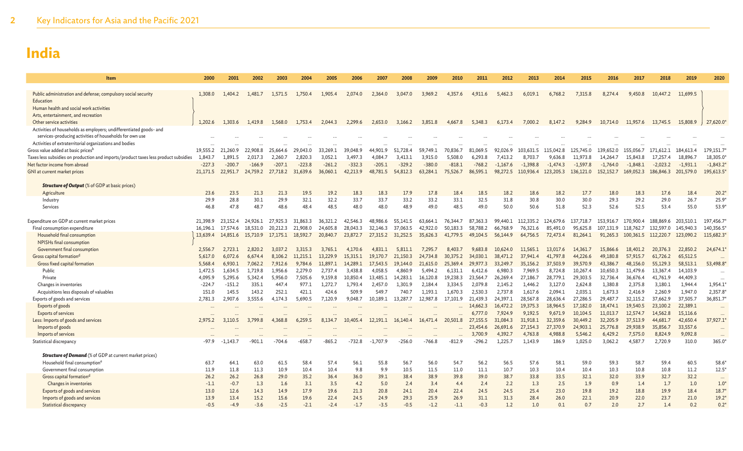# India

| Item | 2000 | 2001 | 2002 | 2003 | 2004 | 2005 | 2006 | 2007 | 2008 | 2009 | 2010 | 2011 | 2012 | 2013 | 2014 | 2015 | 2016 | 2017 | 2018 | 2019 | 2020 |
|---|---|---|---|---|---|---|---|---|---|---|---|---|---|---|---|---|---|---|---|---|---|
| Public administration and defense; compulsory social security | 1,308.0 | 1,404.2 | 1,481.7 | 1,571.5 | 1,750.4 | 1,905.4 | 2,074.0 | 2,364.0 | 3,047.0 | 3,969.2 | 4,357.6 | 4,911.6 | 5,462.3 | 6,019.1 | 6,768.2 | 7,315.8 | 8,274.4 | 9,450.8 | 10,447.2 | 11,699.5 | |
| Education | | | | | | | | | | | | | | | | | | | | | |
| Human health and social work activities | | | | | | | | | | | | | | | | | | | | | |
| Arts, entertainment, and recreation | | | | | | | | | | | | | | | | | | | | | |
| Other service activities | 1,202.6 | 1,303.6 | 1,419.8 | 1,568.0 | 1,753.4 | 2,044.3 | 2,299.6 | 2,653.0 | 3,166.2 | 3,851.8 | 4,667.8 | 5,348.3 | 6,173.4 | 7,000.2 | 8,147.2 | 9,284.9 | 10,714.0 | 11,957.6 | 13,745.5 | 15,808.9 | 27,620.0* |
| Activities of households as employers; undifferentiated goods- and services-producing activities of households for own use | ... | ... | ... | ... | ... | ... | ... | ... | ... | ... | ... | ... | ... | ... | ... | ... | ... | ... | ... | ... | ... |
| Activities of extraterritorial organizations and bodies | ... | ... | ... | ... | ... | ... | ... | ... | ... | ... | ... | ... | ... | ... | ... | ... | ... | ... | ... | ... | ... |
| Gross value added at basic prices[b] | 19,555.2 | 21,260.9 | 22,908.8 | 25,664.6 | 29,043.0 | 33,269.1 | 39,048.9 | 44,901.9 | 51,728.4 | 59,749.1 | 70,836.7 | 81,069.5 | 92,026.9 | 103,631.5 | 115,042.8 | 125,745.0 | 139,652.0 | 155,056.7 | 171,612.1 | 184,613.4 | 179,151.7* |
| Taxes less subsidies on production and imports/product taxes less product subsidies | 1,843.7 | 1,891.5 | 2,017.3 | 2,260.7 | 2,820.3 | 3,052.1 | 3,497.3 | 4,084.7 | 3,413.1 | 3,915.0 | 5,508.0 | 6,293.8 | 7,413.2 | 8,703.7 | 9,636.8 | 11,973.8 | 14,264.7 | 15,843.8 | 17,257.4 | 18,896.7 | 18,305.0* |
| Net factor income from abroad | -227.3 | -200.7 | -166.9 | -207.1 | -223.8 | -261.2 | -332.3 | -205.1 | -329.2 | -380.0 | -818.1 | -768.2 | -1,167.6 | -1,398.8 | -1,474.3 | -1,597.8 | -1,764.0 | -1,848.1 | -2,023.2 | -1,931.1 | -1,843.2* |
| GNI at current market prices | 21,171.5 | 22,951.7 | 24,759.2 | 27,718.2 | 31,639.6 | 36,060.1 | 42,213.9 | 48,781.5 | 54,812.3 | 63,284.1 | 75,526.7 | 86,595.1 | 98,272.5 | 110,936.4 | 123,205.3 | 136,121.0 | 152,152.7 | 169,052.3 | 186,846.3 | 201,579.0 | 195,613.5* |
| ***Structure of Output*** (% of GDP at basic prices) | | | | | | | | | | | | | | | | | | | | | |
| Agriculture | 23.6 | 23.5 | 21.3 | 21.3 | 19.5 | 19.2 | 18.3 | 18.3 | 17.9 | 17.8 | 18.4 | 18.5 | 18.2 | 18.6 | 18.2 | 17.7 | 18.0 | 18.3 | 17.6 | 18.4 | 20.2* |
| Industry | 29.9 | 28.8 | 30.1 | 29.9 | 32.1 | 32.2 | 33.7 | 33.7 | 33.2 | 33.2 | 33.1 | 32.5 | 31.8 | 30.8 | 30.0 | 30.0 | 29.3 | 29.2 | 29.0 | 26.7 | 25.9* |
| Services | 46.8 | 47.8 | 48.7 | 48.6 | 48.4 | 48.5 | 48.0 | 48.0 | 48.9 | 49.0 | 48.5 | 49.0 | 50.0 | 50.6 | 51.8 | 52.3 | 52.6 | 52.5 | 53.4 | 55.0 | 53.9* |
| Expenditure on GDP at current market prices | 21,398.9 | 23,152.4 | 24,926.1 | 27,925.3 | 31,863.3 | 36,321.2 | 42,546.3 | 48,986.6 | 55,141.5 | 63,664.1 | 76,344.7 | 87,363.3 | 99,440.1 | 112,335.2 | 124,679.6 | 137,718.7 | 153,916.7 | 170,900.4 | 188,869.6 | 203,510.1 | 197,456.7* |
| Final consumption expenditure | 16,196.1 | 17,574.6 | 18,531.0 | 20,212.3 | 21,908.0 | 24,605.8 | 28,043.3 | 32,146.3 | 37,063.5 | 42,922.0 | 50,183.3 | 58,788.2 | 66,768.9 | 76,321.6 | 85,491.0 | 95,625.8 | 107,131.9 | 118,762.7 | 132,597.0 | 145,940.3 | 140,356.5* |
| Household final consumption | 13,639.4 | 14,851.6 | 15,710.9 | 17,175.1 | 18,592.7 | 20,840.7 | 23,872.7 | 27,315.2 | 31,252.5 | 35,626.3 | 41,779.5 | 49,104.5 | 56,144.9 | 64,756.5 | 72,473.4 | 81,264.1 | 91,265.3 | 100,361.5 | 112,220.7 | 123,090.2 | 115,682.3* |
| NPISHs final consumption | | | | | | | | | | | | | | | | | | | | | |
| Government final consumption | 2,556.7 | 2,723.1 | 2,820.2 | 3,037.2 | 3,315.3 | 3,765.1 | 4,170.6 | 4,831.1 | 5,811.1 | 7,295.7 | 8,403.7 | 9,683.8 | 10,624.0 | 11,565.1 | 13,017.6 | 14,361.7 | 15,866.6 | 18,401.2 | 20,376.3 | 22,850.2 | 24,674.1* |
| Gross capital formation[d] | 5,617.0 | 6,072.6 | 6,674.4 | 8,106.2 | 11,215.1 | 13,229.9 | 15,315.1 | 19,170.7 | 21,150.3 | 24,734.8 | 30,375.2 | 34,030.1 | 38,471.2 | 37,941.4 | 41,797.8 | 44,226.6 | 49,180.8 | 57,915.7 | 61,726.2 | 65,512.5 | ... |
| Gross fixed capital formation | 5,568.4 | 6,930.1 | 7,062.2 | 7,912.6 | 9,784.6 | 11,897.1 | 14,289.1 | 17,543.5 | 19,144.0 | 21,615.0 | 25,369.4 | 29,977.3 | 33,249.7 | 35,156.2 | 37,503.9 | 39,570.9 | 43,386.7 | 48,156.0 | 55,129.3 | 58,513.1 | 53,498.8* |
| Public | 1,472.5 | 1,634.5 | 1,719.8 | 1,956.6 | 2,279.0 | 2,737.4 | 3,438.8 | 4,058.5 | 4,860.9 | 5,494.2 | 6,131.1 | 6,412.6 | 6,980.3 | 7,969.5 | 8,724.8 | 10,267.4 | 10,650.3 | 11,479.6 | 13,367.4 | 14,103.9 | ... |
| Private | 4,095.9 | 5,295.6 | 5,342.4 | 5,956.0 | 7,505.6 | 9,159.8 | 10,850.4 | 13,485.1 | 14,283.1 | 16,120.8 | 19,238.3 | 23,564.7 | 26,269.4 | 27,186.7 | 28,779.1 | 29,303.5 | 32,736.4 | 36,676.4 | 41,761.9 | 44,409.3 | ... |
| Changes in inventories | -224.7 | -151.2 | 335.1 | 447.4 | 977.1 | 1,272.7 | 1,793.4 | 2,457.0 | 1,301.9 | 2,184.4 | 3,334.5 | 2,079.8 | 2,145.2 | 1,446.2 | 3,127.0 | 2,624.8 | 1,380.8 | 2,375.8 | 3,180.1 | 1,944.4 | 1,954.1* |
| Acquisitions less disposals of valuables | 151.0 | 145.5 | 143.2 | 252.1 | 421.1 | 424.6 | 509.9 | 549.7 | 740.7 | 1,193.1 | 1,670.3 | 2,530.3 | 2,737.8 | 1,617.6 | 2,094.1 | 2,035.1 | 1,673.3 | 2,416.9 | 2,260.9 | 1,947.0 | 2,357.8* |
| Exports of goods and services | 2,781.3 | 2,907.6 | 3,555.6 | 4,174.3 | 5,690.5 | 7,120.9 | 9,048.7 | 10,189.1 | 13,287.7 | 12,987.8 | 17,101.9 | 21,439.3 | 24,397.1 | 28,567.8 | 28,636.4 | 27,286.5 | 29,487.7 | 32,115.2 | 37,662.9 | 37,505.7 | 36,851.7* |
| Exports of goods | ... | ... | ... | ... | ... | ... | ... | ... | ... | ... | ... | 14,662.3 | 16,472.2 | 19,375.3 | 18,964.5 | 17,182.0 | 18,474.1 | 19,540.5 | 23,100.2 | 22,389.1 | ... |
| Exports of services | ... | ... | ... | ... | ... | ... | ... | ... | ... | ... | ... | 6,777.0 | 7,924.9 | 9,192.5 | 9,671.9 | 10,104.5 | 11,013.7 | 12,574.7 | 14,562.8 | 15,116.6 | ... |
| Less: Imports of goods and services | 2,975.2 | 3,110.5 | 3,799.8 | 4,368.8 | 6,259.5 | 8,134.7 | 10,405.4 | 12,191.1 | 16,140.4 | 16,471.4 | 20,501.8 | 27,155.5 | 31,084.3 | 31,918.1 | 32,359.6 | 30,449.2 | 32,205.9 | 37,513.9 | 44,681.7 | 42,650.4 | 37,927.1* |
| Imports of goods | ... | ... | ... | ... | ... | ... | ... | ... | ... | ... | ... | 23,454.6 | 26,691.6 | 27,154.3 | 27,370.9 | 24,903.1 | 25,776.8 | 29,938.9 | 35,856.7 | 33,557.6 | ... |
| Imports of services | ... | ... | ... | ... | ... | ... | ... | ... | ... | ... | ... | 3,700.9 | 4,392.7 | 4,763.8 | 4,988.8 | 5,546.2 | 6,429.2 | 7,575.0 | 8,824.9 | 9,092.8 | ... |
| Statistical discrepancy | -97.9 | -1,143.7 | -901.1 | -704.6 | -658.7 | -865.2 | -732.8 | -1,707.9 | -256.0 | -766.8 | -812.9 | -296.2 | 1,225.7 | 1,143.9 | 186.9 | 1,025.0 | 3,062.2 | 4,587.7 | 2,720.9 | 310.0 | 365.0* |
| ***Structure of Demand*** (% of GDP at current market prices) | | | | | | | | | | | | | | | | | | | | | |
| Household final consumption[e] | 63.7 | 64.1 | 63.0 | 61.5 | 58.4 | 57.4 | 56.1 | 55.8 | 56.7 | 56.0 | 54.7 | 56.2 | 56.5 | 57.6 | 58.1 | 59.0 | 59.3 | 58.7 | 59.4 | 60.5 | 58.6* |
| Government final consumption | 11.9 | 11.8 | 11.3 | 10.9 | 10.4 | 10.4 | 9.8 | 9.9 | 10.5 | 11.5 | 11.0 | 11.1 | 10.7 | 10.3 | 10.4 | 10.4 | 10.3 | 10.8 | 10.8 | 11.2 | 12.5* |
| Gross capital formation[d] | 26.2 | 26.2 | 26.8 | 29.0 | 35.2 | 36.4 | 36.0 | 39.1 | 38.4 | 38.9 | 39.8 | 39.0 | 38.7 | 33.8 | 33.5 | 32.1 | 32.0 | 33.9 | 32.7 | 32.2 | ... |
| Changes in inventories | -1.1 | -0.7 | 1.3 | 1.6 | 3.1 | 3.5 | 4.2 | 5.0 | 2.4 | 3.4 | 4.4 | 2.4 | 2.2 | 1.3 | 2.5 | 1.9 | 0.9 | 1.4 | 1.7 | 1.0 | 1.0* |
| Exports of goods and services | 13.0 | 12.6 | 14.3 | 14.9 | 17.9 | 19.6 | 21.3 | 20.8 | 24.1 | 20.4 | 22.4 | 24.5 | 24.5 | 25.4 | 23.0 | 19.8 | 19.2 | 18.8 | 19.9 | 18.4 | 18.7* |
| Imports of goods and services | 13.9 | 13.4 | 15.2 | 15.6 | 19.6 | 22.4 | 24.5 | 24.9 | 29.3 | 25.9 | 26.9 | 31.1 | 31.3 | 28.4 | 26.0 | 22.1 | 20.9 | 22.0 | 23.7 | 21.0 | 19.2* |
| Statistical discrepancy | -0.5 | -4.9 | -3.6 | -2.5 | -2.1 | -2.4 | -1.7 | -3.5 | -0.5 | -1.2 | -1.1 | -0.3 | 1.2 | 1.0 | 0.1 | 0.7 | 2.0 | 2.7 | 1.4 | 0.2 | 0.2* |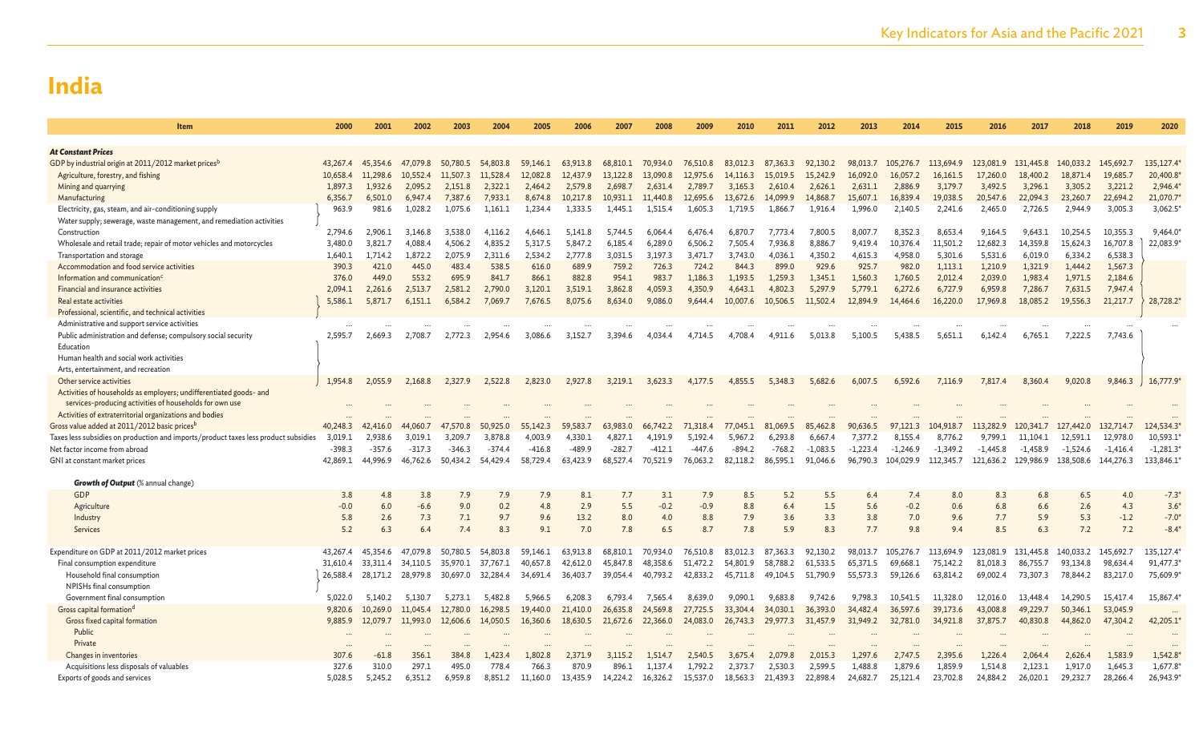# India

| Item | 2000 | 2001 | 2002 | 2003 | 2004 | 2005 | 2006 | 2007 | 2008 | 2009 | 2010 | 2011 | 2012 | 2013 | 2014 | 2015 | 2016 | 2017 | 2018 | 2019 | 2020 |
|---|---|---|---|---|---|---|---|---|---|---|---|---|---|---|---|---|---|---|---|---|---|
| ***At Constant Prices*** | | | | | | | | | | | | | | | | | | | | | |
| GDP by industrial origin at 2011/2012 market prices[b] | 43,267.4 | 45,354.6 | 47,079.8 | 50,780.5 | 54,803.8 | 59,146.1 | 63,913.8 | 68,810.1 | 70,934.0 | 76,510.8 | 83,012.3 | 87,363.3 | 92,130.2 | 98,013.7 | 105,276.7 | 113,694.9 | 123,081.9 | 131,445.8 | 140,033.2 | 145,692.7 | 135,127.4* |
| Agriculture, forestry, and fishing | 10,658.4 | 11,298.6 | 10,552.4 | 11,507.3 | 11,528.4 | 12,082.8 | 12,437.9 | 13,122.8 | 13,090.8 | 12,975.6 | 14,116.3 | 15,019.5 | 15,242.9 | 16,092.0 | 16,057.2 | 16,161.5 | 17,260.0 | 18,400.2 | 18,871.4 | 19,685.7 | 20,400.8* |
| Mining and quarrying | 1,897.3 | 1,932.6 | 2,095.2 | 2,151.8 | 2,322.1 | 2,464.2 | 2,579.8 | 2,698.7 | 2,631.4 | 2,789.7 | 3,165.3 | 2,610.4 | 2,626.1 | 2,631.1 | 2,886.9 | 3,179.7 | 3,492.5 | 3,296.1 | 3,305.2 | 3,221.2 | 2,946.4* |
| Manufacturing | 6,356.7 | 6,501.0 | 6,947.4 | 7,387.6 | 7,933.1 | 8,674.8 | 10,217.8 | 10,931.1 | 11,440.8 | 12,695.6 | 13,672.6 | 14,099.9 | 14,868.7 | 15,607.1 | 16,839.4 | 19,038.5 | 20,547.6 | 22,094.3 | 23,260.7 | 22,694.2 | 21,070.7* |
| Electricity, gas, steam, and air-conditioning supply<br>Water supply; sewerage, waste management, and remediation activities | 963.9 | 981.6 | 1,028.2 | 1,075.6 | 1,161.1 | 1,234.4 | 1,333.5 | 1,445.1 | 1,515.4 | 1,605.3 | 1,719.5 | 1,866.7 | 1,916.4 | 1,996.0 | 2,140.5 | 2,241.6 | 2,465.0 | 2,726.5 | 2,944.9 | 3,005.3 | 3,062.5* |
| Construction | 2,794.6 | 2,906.1 | 3,146.8 | 3,538.0 | 4,116.2 | 4,646.1 | 5,141.8 | 5,744.5 | 6,064.4 | 6,476.4 | 6,870.7 | 7,773.4 | 7,800.5 | 8,007.7 | 8,352.3 | 8,653.4 | 9,164.5 | 9,643.1 | 10,254.5 | 10,355.3 | 9,464.0* |
| Wholesale and retail trade; repair of motor vehicles and motorcycles | 3,480.0 | 3,821.7 | 4,088.4 | 4,506.2 | 4,835.2 | 5,317.5 | 5,847.2 | 6,185.4 | 6,289.0 | 6,506.2 | 7,505.4 | 7,936.8 | 8,886.7 | 9,419.4 | 10,376.4 | 11,501.2 | 12,682.3 | 14,359.8 | 15,624.3 | 16,707.8 | 22,083.9* |
| Transportation and storage | 1,640.1 | 1,714.2 | 1,872.2 | 2,075.9 | 2,311.6 | 2,534.2 | 2,777.8 | 3,031.5 | 3,197.3 | 3,471.7 | 3,743.0 | 4,036.1 | 4,350.2 | 4,615.3 | 4,958.0 | 5,301.6 | 5,531.6 | 6,019.0 | 6,334.2 | 6,538.3 | |
| Accommodation and food service activities | 390.3 | 421.0 | 445.0 | 483.4 | 538.5 | 616.0 | 689.9 | 759.2 | 726.3 | 724.2 | 844.3 | 899.0 | 929.6 | 925.7 | 982.0 | 1,113.1 | 1,210.9 | 1,321.9 | 1,444.2 | 1,567.3 | |
| Information and communication[c] | 376.0 | 449.0 | 553.2 | 695.9 | 841.7 | 866.1 | 882.8 | 954.1 | 983.7 | 1,186.3 | 1,193.5 | 1,259.3 | 1,345.1 | 1,560.3 | 1,760.5 | 2,012.4 | 2,039.0 | 1,983.4 | 1,971.5 | 2,184.6 | |
| Financial and insurance activities | 2,094.1 | 2,261.6 | 2,513.7 | 2,581.2 | 2,790.0 | 3,120.1 | 3,519.1 | 3,862.8 | 4,059.3 | 4,350.9 | 4,643.1 | 4,802.3 | 5,297.9 | 5,779.1 | 6,272.6 | 6,727.9 | 6,959.8 | 7,286.7 | 7,631.5 | 7,947.4 | |
| Real estate activities<br>Professional, scientific, and technical activities | 5,586.1 | 5,871.7 | 6,151.1 | 6,584.2 | 7,069.7 | 7,676.5 | 8,075.6 | 8,634.0 | 9,086.0 | 9,644.4 | 10,007.6 | 10,506.5 | 11,502.4 | 12,894.9 | 14,464.6 | 16,220.0 | 17,969.8 | 18,085.2 | 19,556.3 | 21,217.7 | 28,728.2* |
| Administrative and support service activities | ... | ... | ... | ... | ... | ... | ... | ... | ... | ... | ... | ... | ... | ... | ... | ... | ... | ... | ... | ... | ... |
| Public administration and defense; compulsory social security<br>Education<br>Human health and social work activities<br>Arts, entertainment, and recreation<br>Other service activities | 2,595.7 | 2,669.3 | 2,708.7 | 2,772.3 | 2,954.6 | 3,086.6 | 3,152.7 | 3,394.6 | 4,034.4 | 4,714.5 | 4,708.4 | 4,911.6 | 5,013.8 | 5,100.5 | 5,438.5 | 5,651.1 | 6,142.4 | 6,765.1 | 7,222.5 | 7,743.6 | |
| Other service activities | 1,954.8 | 2,055.9 | 2,168.8 | 2,327.9 | 2,522.8 | 2,823.0 | 2,927.8 | 3,219.1 | 3,623.3 | 4,177.5 | 4,855.5 | 5,348.3 | 5,682.6 | 6,007.5 | 6,592.6 | 7,116.9 | 7,817.4 | 8,360.4 | 9,020.8 | 9,846.3 | 16,777.9* |
| Activities of households as employers; undifferentiated goods- and services-producing activities of households for own use | ... | ... | ... | ... | ... | ... | ... | ... | ... | ... | ... | ... | ... | ... | ... | ... | ... | ... | ... | ... | ... |
| Activities of extraterritorial organizations and bodies | ... | ... | ... | ... | ... | ... | ... | ... | ... | ... | ... | ... | ... | ... | ... | ... | ... | ... | ... | ... | ... |
| Gross value added at 2011/2012 basic prices[b] | 40,248.3 | 42,416.0 | 44,060.7 | 47,570.8 | 50,925.0 | 55,142.3 | 59,583.7 | 63,983.0 | 66,742.2 | 71,318.4 | 77,045.1 | 81,069.5 | 85,462.8 | 90,636.5 | 97,121.3 | 104,918.7 | 113,282.9 | 120,341.7 | 127,442.0 | 132,714.7 | 124,534.3* |
| Taxes less subsidies on production and imports/product taxes less product subsidies | 3,019.1 | 2,938.6 | 3,019.1 | 3,209.7 | 3,878.8 | 4,003.9 | 4,330.1 | 4,827.1 | 4,191.9 | 5,192.4 | 5,967.2 | 6,293.8 | 6,667.4 | 7,377.2 | 8,155.4 | 8,776.2 | 9,799.1 | 11,104.1 | 12,591.1 | 12,978.0 | 10,593.1* |
| Net factor income from abroad | -398.3 | -357.6 | -317.2 | -346.3 | -374.4 | -416.8 | -489.9 | -282.7 | -412.1 | -447.6 | -894.2 | -768.2 | -1,083.5 | -1,223.4 | -1,246.9 | -1,349.2 | -1,445.8 | -1,458.9 | -1,524.6 | -1,416.4 | -1,281.3* |
| GNI at constant market prices | 42,869.1 | 44,996.9 | 46,762.6 | 50,434.2 | 54,429.4 | 58,729.4 | 63,423.9 | 68,527.4 | 70,521.9 | 76,063.2 | 82,118.2 | 86,595.1 | 91,046.6 | 96,790.3 | 104,029.9 | 112,345.7 | 121,636.2 | 129,986.9 | 138,508.6 | 144,276.3 | 133,846.1* |
| ***Growth of Output*** (% annual change) | | | | | | | | | | | | | | | | | | | | | |
| GDP | 3.8 | 4.8 | 3.8 | 7.9 | 7.9 | 7.9 | 8.1 | 7.7 | 3.1 | 7.9 | 8.5 | 5.2 | 5.5 | 6.4 | 7.4 | 8.0 | 8.3 | 6.8 | 6.5 | 4.0 | -7.3* |
| Agriculture | -0.0 | 6.0 | -6.6 | 9.0 | 0.2 | 4.8 | 2.9 | 5.5 | -0.2 | -0.9 | 8.8 | 6.4 | 1.5 | 5.6 | -0.2 | 0.6 | 6.8 | 6.6 | 2.6 | 4.3 | 3.6* |
| Industry | 5.8 | 2.6 | 7.3 | 7.1 | 9.7 | 9.6 | 13.2 | 8.0 | 4.0 | 8.8 | 7.9 | 3.6 | 3.3 | 3.8 | 7.0 | 9.6 | 7.7 | 5.9 | 5.3 | -1.2 | -7.0* |
| Services | 5.2 | 6.3 | 6.4 | 7.4 | 8.3 | 9.1 | 7.0 | 7.8 | 6.5 | 8.7 | 7.8 | 5.9 | 8.3 | 7.7 | 9.8 | 9.4 | 8.5 | 6.3 | 7.2 | 7.2 | -8.4* |
| Expenditure on GDP at 2011/2012 market prices | 43,267.4 | 45,354.6 | 47,079.8 | 50,780.5 | 54,803.8 | 59,146.1 | 63,913.8 | 68,810.1 | 70,934.0 | 76,510.8 | 83,012.3 | 87,363.3 | 92,130.2 | 98,013.7 | 105,276.7 | 113,694.9 | 123,081.9 | 131,445.8 | 140,033.2 | 145,692.7 | 135,127.4* |
| Final consumption expenditure | 31,610.4 | 33,311.4 | 34,110.5 | 35,970.1 | 37,767.1 | 40,657.8 | 42,612.0 | 45,847.8 | 48,358.6 | 51,472.2 | 54,801.9 | 58,788.2 | 61,533.5 | 65,371.5 | 69,668.1 | 75,142.2 | 81,018.3 | 86,755.7 | 93,134.8 | 98,634.4 | 91,477.3* |
| Household final consumption | 26,588.4 | 28,171.2 | 28,979.8 | 30,697.0 | 32,284.4 | 34,691.4 | 36,403.7 | 39,054.4 | 40,793.2 | 42,833.2 | 45,711.8 | 49,104.5 | 51,790.9 | 55,573.3 | 59,126.6 | 63,814.2 | 69,002.4 | 73,307.3 | 78,844.2 | 83,217.0 | 75,609.9* |
| NPISHs final consumption | | | | | | | | | | | | | | | | | | | | | |
| Government final consumption | 5,022.0 | 5,140.2 | 5,130.7 | 5,273.1 | 5,482.8 | 5,966.5 | 6,208.3 | 6,793.4 | 7,565.4 | 8,639.0 | 9,090.1 | 9,683.8 | 9,742.6 | 9,798.3 | 10,541.5 | 11,328.0 | 12,016.0 | 13,448.4 | 14,290.5 | 15,417.4 | 15,867.4* |
| Gross capital formation[d] | 9,820.6 | 10,269.0 | 11,045.4 | 12,780.0 | 16,298.5 | 19,440.0 | 21,410.0 | 26,635.8 | 24,569.8 | 27,725.5 | 33,304.4 | 34,030.1 | 36,393.0 | 34,482.4 | 36,597.6 | 39,173.6 | 43,008.8 | 49,229.7 | 50,346.1 | 53,045.9 | ... |
| Gross fixed capital formation | 9,885.9 | 12,079.7 | 11,993.0 | 12,606.6 | 14,050.5 | 16,360.6 | 18,630.5 | 21,672.6 | 22,360.0 | 24,083.0 | 26,743.3 | 29,977.3 | 31,457.9 | 31,949.2 | 32,781.0 | 34,921.8 | 37,875.7 | 40,830.8 | 44,862.0 | 47,304.2 | 42,205.1* |
| Public | ... | ... | ... | ... | ... | ... | ... | ... | ... | ... | ... | ... | ... | ... | ... | ... | ... | ... | ... | ... | ... |
| Private | ... | ... | ... | ... | ... | ... | ... | ... | ... | ... | ... | ... | ... | ... | ... | ... | ... | ... | ... | ... | ... |
| Changes in inventories | 307.6 | -61.8 | 356.1 | 384.8 | 1,423.4 | 1,802.8 | 2,371.9 | 3,115.2 | 1,514.7 | 2,540.5 | 3,675.4 | 2,079.8 | 2,015.3 | 1,297.6 | 2,747.5 | 2,395.6 | 1,226.4 | 2,064.4 | 2,626.4 | 1,583.9 | 1,542.8* |
| Acquisitions less disposals of valuables | 327.6 | 310.0 | 297.1 | 495.0 | 778.4 | 766.3 | 870.9 | 896.1 | 1,137.4 | 1,792.2 | 2,373.7 | 2,530.3 | 2,599.5 | 1,488.8 | 1,879.6 | 1,859.9 | 1,514.8 | 2,123.1 | 1,917.0 | 1,645.3 | 1,677.8* |
| Exports of goods and services | 5,028.5 | 5,245.2 | 6,351.2 | 6,959.8 | 8,851.2 | 11,160.0 | 13,435.9 | 14,224.2 | 16,326.2 | 15,537.0 | 18,563.3 | 21,439.3 | 22,898.4 | 24,682.7 | 25,121.4 | 23,702.8 | 24,884.2 | 26,020.1 | 29,232.7 | 28,266.4 | 26,943.9* |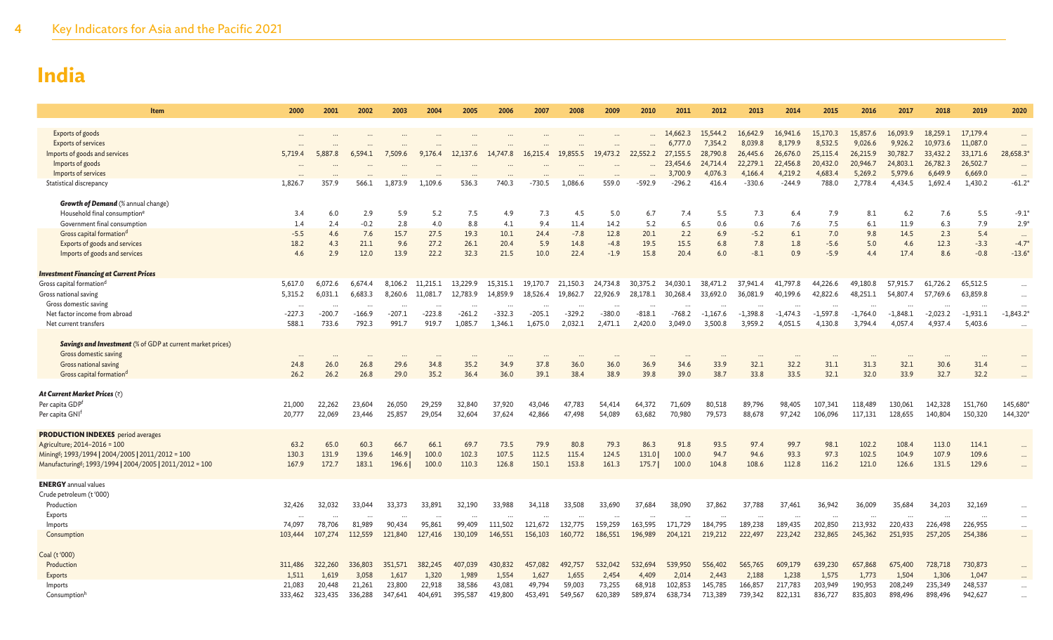# India

| Item | 2000 | 2001 | 2002 | 2003 | 2004 | 2005 | 2006 | 2007 | 2008 | 2009 | 2010 | 2011 | 2012 | 2013 | 2014 | 2015 | 2016 | 2017 | 2018 | 2019 | 2020 |
|---|---|---|---|---|---|---|---|---|---|---|---|---|---|---|---|---|---|---|---|---|---|
| Exports of goods | ... | ... | ... | ... | ... | ... | ... | ... | ... | ... | ... | 14,662.3 | 15,544.2 | 16,642.9 | 16,941.6 | 15,170.3 | 15,857.6 | 16,093.9 | 18,259.1 | 17,179.4 | ... |
| Exports of services | ... | ... | ... | ... | ... | ... | ... | ... | ... | ... | ... | 6,777.0 | 7,354.2 | 8,039.8 | 8,179.9 | 8,532.5 | 9,026.6 | 9,926.2 | 10,973.6 | 11,087.0 | ... |
| Imports of goods and services | 5,719.4 | 5,887.8 | 6,594.1 | 7,509.6 | 9,176.4 | 12,137.6 | 14,747.8 | 16,215.4 | 19,855.5 | 19,473.2 | 22,552.2 | 27,155.5 | 28,790.8 | 26,445.6 | 26,676.0 | 25,115.4 | 26,215.9 | 30,782.7 | 33,432.2 | 33,171.6 | 28,658.3* |
| Imports of goods | ... | ... | ... | ... | ... | ... | ... | ... | ... | ... | ... | 23,454.6 | 24,714.4 | 22,279.1 | 22,456.8 | 20,432.0 | 20,946.7 | 24,803.1 | 26,782.3 | 26,502.7 | ... |
| Imports of services | ... | ... | ... | ... | ... | ... | ... | ... | ... | ... | ... | 3,700.9 | 4,076.3 | 4,166.4 | 4,219.2 | 4,683.4 | 5,269.2 | 5,979.6 | 6,649.9 | 6,669.0 | ... |
| Statistical discrepancy | 1,826.7 | 357.9 | 566.1 | 1,873.9 | 1,109.6 | 536.3 | 740.3 | -730.5 | 1,086.6 | 559.0 | -592.9 | -296.2 | 416.4 | -330.6 | -244.9 | 788.0 | 2,778.4 | 4,434.5 | 1,692.4 | 1,430.2 | -61.2* |
| ***Growth of Demand*** (% annual change) | | | | | | | | | | | | | | | | | | | | | |
| Household final consumption[e] | 3.4 | 6.0 | 2.9 | 5.9 | 5.2 | 7.5 | 4.9 | 7.3 | 4.5 | 5.0 | 6.7 | 7.4 | 5.5 | 7.3 | 6.4 | 7.9 | 8.1 | 6.2 | 7.6 | 5.5 | -9.1* |
| Government final consumption | 1.4 | 2.4 | -0.2 | 2.8 | 4.0 | 8.8 | 4.1 | 9.4 | 11.4 | 14.2 | 5.2 | 6.5 | 0.6 | 0.6 | 7.6 | 7.5 | 6.1 | 11.9 | 6.3 | 7.9 | 2.9* |
| Gross capital formation[d] | -5.5 | 4.6 | 7.6 | 15.7 | 27.5 | 19.3 | 10.1 | 24.4 | -7.8 | 12.8 | 20.1 | 2.2 | 6.9 | -5.2 | 6.1 | 7.0 | 9.8 | 14.5 | 2.3 | 5.4 | ... |
| Exports of goods and services | 18.2 | 4.3 | 21.1 | 9.6 | 27.2 | 26.1 | 20.4 | 5.9 | 14.8 | -4.8 | 19.5 | 15.5 | 6.8 | 7.8 | 1.8 | -5.6 | 5.0 | 4.6 | 12.3 | -3.3 | -4.7* |
| Imports of goods and services | 4.6 | 2.9 | 12.0 | 13.9 | 22.2 | 32.3 | 21.5 | 10.0 | 22.4 | -1.9 | 15.8 | 20.4 | 6.0 | -8.1 | 0.9 | -5.9 | 4.4 | 17.4 | 8.6 | -0.8 | -13.6* |
| ***Investment Financing at Current Prices*** | | | | | | | | | | | | | | | | | | | | | |
| Gross capital formation[d] | 5,617.0 | 6,072.6 | 6,674.4 | 8,106.2 | 11,215.1 | 13,229.9 | 15,315.1 | 19,170.7 | 21,150.3 | 24,734.8 | 30,375.2 | 34,030.1 | 38,471.2 | 37,941.4 | 41,797.8 | 44,226.6 | 49,180.8 | 57,915.7 | 61,726.2 | 65,512.5 | ... |
| Gross national saving | 5,315.2 | 6,031.1 | 6,683.3 | 8,260.6 | 11,081.7 | 12,783.9 | 14,859.9 | 18,526.4 | 19,862.7 | 22,926.9 | 28,178.1 | 30,268.4 | 33,692.0 | 36,081.9 | 40,199.6 | 42,822.6 | 48,251.1 | 54,807.4 | 57,769.6 | 63,859.8 | ... |
| Gross domestic saving | ... | ... | ... | ... | ... | ... | ... | ... | ... | ... | ... | ... | ... | ... | ... | ... | ... | ... | ... | ... | ... |
| Net factor income from abroad | -227.3 | -200.7 | -166.9 | -207.1 | -223.8 | -261.2 | -332.3 | -205.1 | -329.2 | -380.0 | -818.1 | -768.2 | -1,167.6 | -1,398.8 | -1,474.3 | -1,597.8 | -1,764.0 | -1,848.1 | -2,023.2 | -1,931.1 | -1,843.2* |
| Net current transfers | 588.1 | 733.6 | 792.3 | 991.7 | 919.7 | 1,085.7 | 1,346.1 | 1,675.0 | 2,032.1 | 2,471.1 | 2,420.0 | 3,049.0 | 3,500.8 | 3,959.2 | 4,051.5 | 4,130.8 | 3,794.4 | 4,057.4 | 4,937.4 | 5,403.6 | ... |
| ***Savings and Investment*** (% of GDP at current market prices) | | | | | | | | | | | | | | | | | | | | | |
| Gross domestic saving | ... | ... | ... | ... | ... | ... | ... | ... | ... | ... | ... | ... | ... | ... | ... | ... | ... | ... | ... | ... | ... |
| Gross national saving | 24.8 | 26.0 | 26.8 | 29.6 | 34.8 | 35.2 | 34.9 | 37.8 | 36.0 | 36.0 | 36.9 | 34.6 | 33.9 | 32.1 | 32.2 | 31.1 | 31.3 | 32.1 | 30.6 | 31.4 | ... |
| Gross capital formation[d] | 26.2 | 26.2 | 26.8 | 29.0 | 35.2 | 36.4 | 36.0 | 39.1 | 38.4 | 38.9 | 39.8 | 39.0 | 38.7 | 33.8 | 33.5 | 32.1 | 32.0 | 33.9 | 32.7 | 32.2 | ... |
| ***At Current Market Prices*** (₹) | | | | | | | | | | | | | | | | | | | | | |
| Per capita GDP[f] | 21,000 | 22,262 | 23,604 | 26,050 | 29,259 | 32,840 | 37,920 | 43,046 | 47,783 | 54,414 | 64,372 | 71,609 | 80,518 | 89,796 | 98,405 | 107,341 | 118,489 | 130,061 | 142,328 | 151,760 | 145,680* |
| Per capita GNI[f] | 20,777 | 22,069 | 23,446 | 25,857 | 29,054 | 32,604 | 37,624 | 42,866 | 47,498 | 54,089 | 63,682 | 70,980 | 79,573 | 88,678 | 97,242 | 106,096 | 117,131 | 128,655 | 140,804 | 150,320 | 144,320* |
| **PRODUCTION INDEXES** period averages | | | | | | | | | | | | | | | | | | | | | |
| Agriculture; 2014–2016 = 100 | 63.2 | 65.0 | 60.3 | 66.7 | 66.1 | 69.7 | 73.5 | 79.9 | 80.8 | 79.3 | 86.3 | 91.8 | 93.5 | 97.4 | 99.7 | 98.1 | 102.2 | 108.4 | 113.0 | 114.1 | ... |
| Mining[g]; 1993/1994 \| 2004/2005 \| 2011/2012 = 100 | 130.3 | 131.9 | 139.6 | 146.9 \| | 100.0 | 102.3 | 107.5 | 112.5 | 115.4 | 124.5 | 131.0 \| | 100.0 | 94.7 | 94.6 | 93.3 | 97.3 | 102.5 | 104.9 | 107.9 | 109.6 | ... |
| Manufacturing[g]; 1993/1994 \| 2004/2005 \| 2011/2012 = 100 | 167.9 | 172.7 | 183.1 | 196.6 \| | 100.0 | 110.3 | 126.8 | 150.1 | 153.8 | 161.3 | 175.7 \| | 100.0 | 104.8 | 108.6 | 112.8 | 116.2 | 121.0 | 126.6 | 131.5 | 129.6 | ... |
| **ENERGY** annual values | | | | | | | | | | | | | | | | | | | | | |
| Crude petroleum (t '000) | | | | | | | | | | | | | | | | | | | | | |
| Production | 32,426 | 32,032 | 33,044 | 33,373 | 33,891 | 32,190 | 33,988 | 34,118 | 33,508 | 33,690 | 37,684 | 38,090 | 37,862 | 37,788 | 37,461 | 36,942 | 36,009 | 35,684 | 34,203 | 32,169 | ... |
| Exports | ... | ... | ... | ... | ... | ... | ... | ... | ... | ... | ... | ... | ... | ... | ... | ... | ... | ... | ... | ... | ... |
| Imports | 74,097 | 78,706 | 81,989 | 90,434 | 95,861 | 99,409 | 111,502 | 121,672 | 132,775 | 159,259 | 163,595 | 171,729 | 184,795 | 189,238 | 189,435 | 202,850 | 213,932 | 220,433 | 226,498 | 226,955 | ... |
| Consumption | 103,444 | 107,274 | 112,559 | 121,840 | 127,416 | 130,109 | 146,551 | 156,103 | 160,772 | 186,551 | 196,989 | 204,121 | 219,212 | 222,497 | 223,242 | 232,865 | 245,362 | 251,935 | 257,205 | 254,386 | ... |
| Coal (t '000) | | | | | | | | | | | | | | | | | | | | | |
| Production | 311,486 | 322,260 | 336,803 | 351,571 | 382,245 | 407,039 | 430,832 | 457,082 | 492,757 | 532,042 | 532,694 | 539,950 | 556,402 | 565,765 | 609,179 | 639,230 | 657,868 | 675,400 | 728,718 | 730,873 | ... |
| Exports | 1,511 | 1,619 | 3,058 | 1,617 | 1,320 | 1,989 | 1,554 | 1,627 | 1,655 | 2,454 | 4,409 | 2,014 | 2,443 | 2,188 | 1,238 | 1,575 | 1,773 | 1,504 | 1,306 | 1,047 | ... |
| Imports | 21,083 | 20,448 | 21,261 | 23,800 | 22,918 | 38,586 | 43,081 | 49,794 | 59,003 | 73,255 | 68,918 | 102,853 | 145,785 | 166,857 | 217,783 | 203,949 | 190,953 | 208,249 | 235,349 | 248,537 | ... |
| Consumption[h] | 333,462 | 323,435 | 336,288 | 347,641 | 404,691 | 395,587 | 419,800 | 453,491 | 549,567 | 620,389 | 589,874 | 638,734 | 713,389 | 739,342 | 822,131 | 836,727 | 835,803 | 898,496 | 898,496 | 942,627 | ... |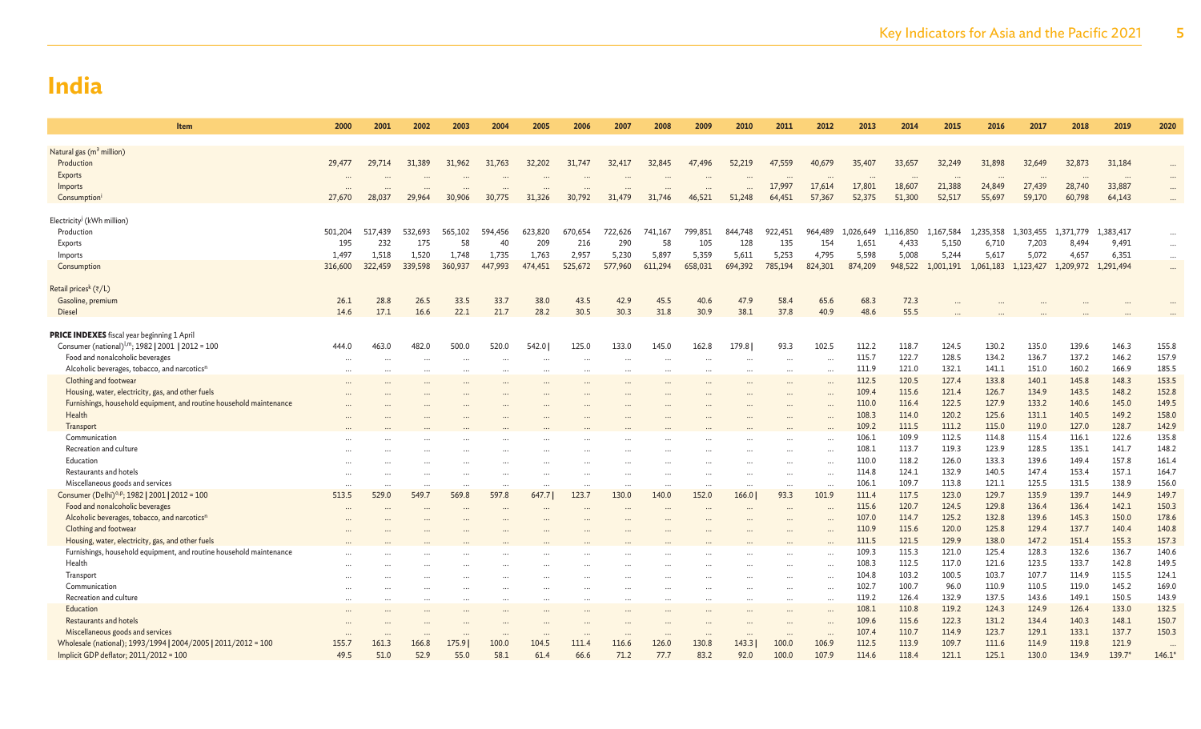# India

| Item | 2000 | 2001 | 2002 | 2003 | 2004 | 2005 | 2006 | 2007 | 2008 | 2009 | 2010 | 2011 | 2012 | 2013 | 2014 | 2015 | 2016 | 2017 | 2018 | 2019 | 2020 |
|---|---|---|---|---|---|---|---|---|---|---|---|---|---|---|---|---|---|---|---|---|---|
| Natural gas ($m^3$ million) | | | | | | | | | | | | | | | | | | | | | |
| Production | 29,477 | 29,714 | 31,389 | 31,962 | 31,763 | 32,202 | 31,747 | 32,417 | 32,845 | 47,496 | 52,219 | 47,559 | 40,679 | 35,407 | 33,657 | 32,249 | 31,898 | 32,649 | 32,873 | 31,184 | ... |
| Exports | ... | ... | ... | ... | ... | ... | ... | ... | ... | ... | ... | ... | ... | ... | ... | ... | ... | ... | ... | ... | ... |
| Imports | ... | ... | ... | ... | ... | ... | ... | ... | ... | ... | ... | 17,997 | 17,614 | 17,801 | 18,607 | 21,388 | 24,849 | 27,439 | 28,740 | 33,887 | ... |
| Consumption[j] | 27,670 | 28,037 | 29,964 | 30,906 | 30,775 | 31,326 | 30,792 | 31,479 | 31,746 | 46,521 | 51,248 | 64,451 | 57,367 | 52,375 | 51,300 | 52,517 | 55,697 | 59,170 | 60,798 | 64,143 | ... |
| Electricity[j] (kWh million) | | | | | | | | | | | | | | | | | | | | | |
| Production | 501,204 | 517,439 | 532,693 | 565,102 | 594,456 | 623,820 | 670,654 | 722,626 | 741,167 | 799,851 | 844,748 | 922,451 | 964,489 | 1,026,649 | 1,116,850 | 1,167,584 | 1,235,358 | 1,303,455 | 1,371,779 | 1,383,417 | ... |
| Exports | 195 | 232 | 175 | 58 | 40 | 209 | 216 | 290 | 58 | 105 | 128 | 135 | 154 | 1,651 | 4,433 | 5,150 | 6,710 | 7,203 | 8,494 | 9,491 | ... |
| Imports | 1,497 | 1,518 | 1,520 | 1,748 | 1,735 | 1,763 | 2,957 | 5,230 | 5,897 | 5,359 | 5,611 | 5,253 | 4,795 | 5,598 | 5,008 | 5,244 | 5,617 | 5,072 | 4,657 | 6,351 | ... |
| Consumption | 316,600 | 322,459 | 339,598 | 360,937 | 447,993 | 474,451 | 525,672 | 577,960 | 611,294 | 658,031 | 694,392 | 785,194 | 824,301 | 874,209 | 948,522 | 1,001,191 | 1,061,183 | 1,123,427 | 1,209,972 | 1,291,494 | ... |
| Retail prices[k] (₹/L) | | | | | | | | | | | | | | | | | | | | | |
| Gasoline, premium | 26.1 | 28.8 | 26.5 | 33.5 | 33.7 | 38.0 | 43.5 | 42.9 | 45.5 | 40.6 | 47.9 | 58.4 | 65.6 | 68.3 | 72.3 | ... | ... | ... | ... | ... | ... |
| Diesel | 14.6 | 17.1 | 16.6 | 22.1 | 21.7 | 28.2 | 30.5 | 30.3 | 31.8 | 30.9 | 38.1 | 37.8 | 40.9 | 48.6 | 55.5 | ... | ... | ... | ... | ... | ... |
| **PRICE INDEXES** fiscal year beginning 1 April | | | | | | | | | | | | | | | | | | | | | |
| Consumer (national)[l,m]; 1982 \| 2001 \| 2012 = 100 | 444.0 | 463.0 | 482.0 | 500.0 | 520.0 | 542.0 \| | 125.0 | 133.0 | 145.0 | 162.8 | 179.8 \| | 93.3 | 102.5 | 112.2 | 118.7 | 124.5 | 130.2 | 135.0 | 139.6 | 146.3 | 155.8 |
| Food and nonalcoholic beverages | ... | ... | ... | ... | ... | ... | ... | ... | ... | ... | ... | ... | ... | 115.7 | 122.7 | 128.5 | 134.2 | 136.7 | 137.2 | 146.2 | 157.9 |
| Alcoholic beverages, tobacco, and narcotics[n] | ... | ... | ... | ... | ... | ... | ... | ... | ... | ... | ... | ... | ... | 111.9 | 121.0 | 132.1 | 141.1 | 151.0 | 160.2 | 166.9 | 185.5 |
| Clothing and footwear | ... | ... | ... | ... | ... | ... | ... | ... | ... | ... | ... | ... | ... | 112.5 | 120.5 | 127.4 | 133.8 | 140.1 | 145.8 | 148.3 | 153.5 |
| Housing, water, electricity, gas, and other fuels | ... | ... | ... | ... | ... | ... | ... | ... | ... | ... | ... | ... | ... | 109.4 | 115.6 | 121.4 | 126.7 | 134.9 | 143.5 | 148.2 | 152.8 |
| Furnishings, household equipment, and routine household maintenance | ... | ... | ... | ... | ... | ... | ... | ... | ... | ... | ... | ... | ... | 110.0 | 116.4 | 122.5 | 127.9 | 133.2 | 140.6 | 145.0 | 149.5 |
| Health | ... | ... | ... | ... | ... | ... | ... | ... | ... | ... | ... | ... | ... | 108.3 | 114.0 | 120.2 | 125.6 | 131.1 | 140.5 | 149.2 | 158.0 |
| Transport | ... | ... | ... | ... | ... | ... | ... | ... | ... | ... | ... | ... | ... | 109.2 | 111.5 | 111.2 | 115.0 | 119.0 | 127.0 | 128.7 | 142.9 |
| Communication | ... | ... | ... | ... | ... | ... | ... | ... | ... | ... | ... | ... | ... | 106.1 | 109.9 | 112.5 | 114.8 | 115.4 | 116.1 | 122.6 | 135.8 |
| Recreation and culture | ... | ... | ... | ... | ... | ... | ... | ... | ... | ... | ... | ... | ... | 108.1 | 113.7 | 119.3 | 123.9 | 128.5 | 135.1 | 141.7 | 148.2 |
| Education | ... | ... | ... | ... | ... | ... | ... | ... | ... | ... | ... | ... | ... | 110.0 | 118.2 | 126.0 | 133.3 | 139.6 | 149.4 | 157.8 | 161.4 |
| Restaurants and hotels | ... | ... | ... | ... | ... | ... | ... | ... | ... | ... | ... | ... | ... | 114.8 | 124.1 | 132.9 | 140.5 | 147.4 | 153.4 | 157.1 | 164.7 |
| Miscellaneous goods and services | ... | ... | ... | ... | ... | ... | ... | ... | ... | ... | ... | ... | ... | 106.1 | 109.7 | 113.8 | 121.1 | 125.5 | 131.5 | 138.9 | 156.0 |
| Consumer (Delhi)[o,p]; 1982 \| 2001 \| 2012 = 100 | 513.5 | 529.0 | 549.7 | 569.8 | 597.8 | 647.7 \| | 123.7 | 130.0 | 140.0 | 152.0 | 166.0 \| | 93.3 | 101.9 | 111.4 | 117.5 | 123.0 | 129.7 | 135.9 | 139.7 | 144.9 | 149.7 |
| Food and nonalcoholic beverages | ... | ... | ... | ... | ... | ... | ... | ... | ... | ... | ... | ... | ... | 115.6 | 120.7 | 124.5 | 129.8 | 136.4 | 136.4 | 142.1 | 150.3 |
| Alcoholic beverages, tobacco, and narcotics[n] | ... | ... | ... | ... | ... | ... | ... | ... | ... | ... | ... | ... | ... | 107.0 | 114.7 | 125.2 | 132.8 | 139.6 | 145.3 | 150.0 | 178.6 |
| Clothing and footwear | ... | ... | ... | ... | ... | ... | ... | ... | ... | ... | ... | ... | ... | 110.9 | 115.6 | 120.0 | 125.8 | 129.4 | 137.7 | 140.4 | 140.8 |
| Housing, water, electricity, gas, and other fuels | ... | ... | ... | ... | ... | ... | ... | ... | ... | ... | ... | ... | ... | 111.5 | 121.5 | 129.9 | 138.0 | 147.2 | 151.4 | 155.3 | 157.3 |
| Furnishings, household equipment, and routine household maintenance | ... | ... | ... | ... | ... | ... | ... | ... | ... | ... | ... | ... | ... | 109.3 | 115.3 | 121.0 | 125.4 | 128.3 | 132.6 | 136.7 | 140.6 |
| Health | ... | ... | ... | ... | ... | ... | ... | ... | ... | ... | ... | ... | ... | 108.3 | 112.5 | 117.0 | 121.6 | 123.5 | 133.7 | 142.8 | 149.5 |
| Transport | ... | ... | ... | ... | ... | ... | ... | ... | ... | ... | ... | ... | ... | 104.8 | 103.2 | 100.5 | 103.7 | 107.7 | 114.9 | 115.5 | 124.1 |
| Communication | ... | ... | ... | ... | ... | ... | ... | ... | ... | ... | ... | ... | ... | 102.7 | 100.7 | 96.0 | 110.9 | 110.5 | 119.0 | 145.2 | 169.0 |
| Recreation and culture | ... | ... | ... | ... | ... | ... | ... | ... | ... | ... | ... | ... | ... | 119.2 | 126.4 | 132.9 | 137.5 | 143.6 | 149.1 | 150.5 | 143.9 |
| Education | ... | ... | ... | ... | ... | ... | ... | ... | ... | ... | ... | ... | ... | 108.1 | 110.8 | 119.2 | 124.3 | 124.9 | 126.4 | 133.0 | 132.5 |
| Restaurants and hotels | ... | ... | ... | ... | ... | ... | ... | ... | ... | ... | ... | ... | ... | 109.6 | 115.6 | 122.3 | 131.2 | 134.4 | 140.3 | 148.1 | 150.7 |
| Miscellaneous goods and services | ... | ... | ... | ... | ... | ... | ... | ... | ... | ... | ... | ... | ... | 107.4 | 110.7 | 114.9 | 123.7 | 129.1 | 133.1 | 137.7 | 150.3 |
| Wholesale (national); 1993/1994 \| 2004/2005 \| 2011/2012 = 100 | 155.7 | 161.3 | 166.8 | 175.9 \| | 100.0 | 104.5 | 111.4 | 116.6 | 126.0 | 130.8 | 143.3 \| | 100.0 | 106.9 | 112.5 | 113.9 | 109.7 | 111.6 | 114.9 | 119.8 | 121.9 | ... |
| Implicit GDP deflator; 2011/2012 = 100 | 49.5 | 51.0 | 52.9 | 55.0 | 58.1 | 61.4 | 66.6 | 71.2 | 77.7 | 83.2 | 92.0 | 100.0 | 107.9 | 114.6 | 118.4 | 121.1 | 125.1 | 130.0 | 134.9 | 139.7* | 146.1* |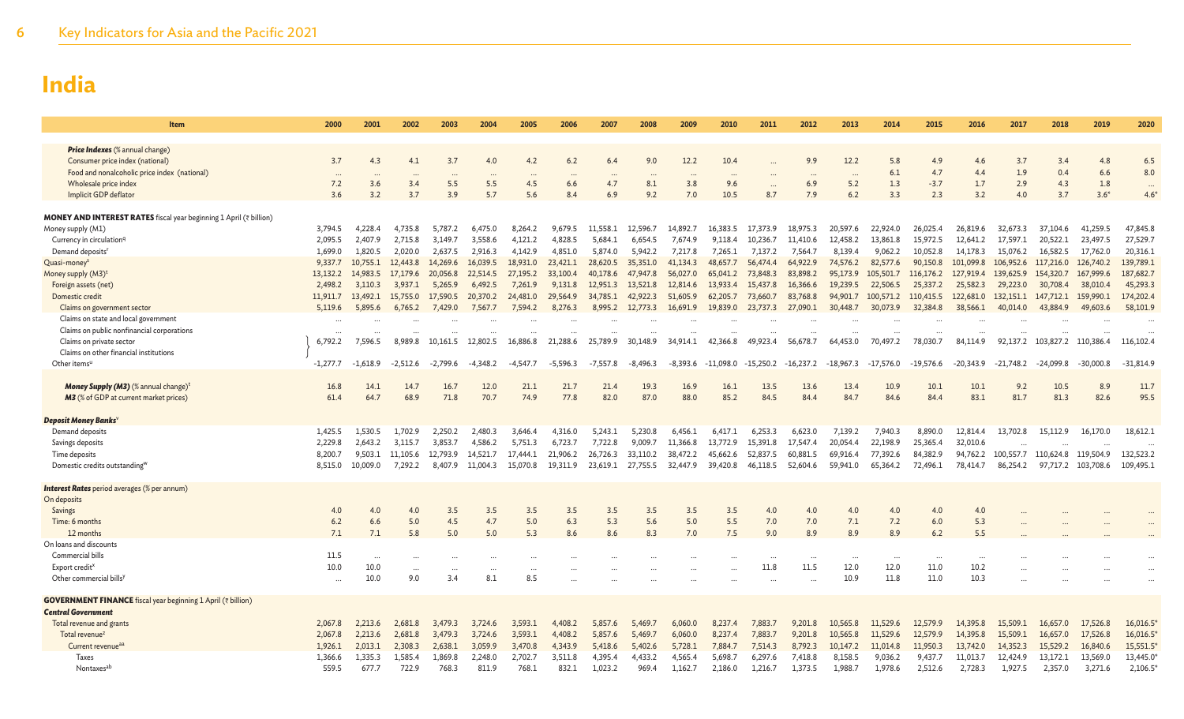# India

| Item | 2000 | 2001 | 2002 | 2003 | 2004 | 2005 | 2006 | 2007 | 2008 | 2009 | 2010 | 2011 | 2012 | 2013 | 2014 | 2015 | 2016 | 2017 | 2018 | 2019 | 2020 |
|---|---|---|---|---|---|---|---|---|---|---|---|---|---|---|---|---|---|---|---|---|---|
| ***Price Indexes*** (% annual change) | | | | | | | | | | | | | | | | | | | | | |
| Consumer price index (national) | 3.7 | 4.3 | 4.1 | 3.7 | 4.0 | 4.2 | 6.2 | 6.4 | 9.0 | 12.2 | 10.4 | ... | 9.9 | 12.2 | 5.8 | 4.9 | 4.6 | 3.7 | 3.4 | 4.8 | 6.5 |
| Food and nonalcoholic price index (national) | ... | ... | ... | ... | ... | ... | ... | ... | ... | ... | ... | ... | ... | ... | 6.1 | 4.7 | 4.4 | 1.9 | 0.4 | 6.6 | 8.0 |
| Wholesale price index | 7.2 | 3.6 | 3.4 | 5.5 | 5.5 | 4.5 | 6.6 | 4.7 | 8.1 | 3.8 | 9.6 | ... | 6.9 | 5.2 | 1.3 | -3.7 | 1.7 | 2.9 | 4.3 | 1.8 | ... |
| Implicit GDP deflator | 3.6 | 3.2 | 3.7 | 3.9 | 5.7 | 5.6 | 8.4 | 6.9 | 9.2 | 7.0 | 10.5 | 8.7 | 7.9 | 6.2 | 3.3 | 2.3 | 3.2 | 4.0 | 3.7 | 3.6* | 4.6* |
| **MONEY AND INTEREST RATES** fiscal year beginning 1 April (₹ billion) | | | | | | | | | | | | | | | | | | | | | |
| Money supply (M1) | 3,794.5 | 4,228.4 | 4,735.8 | 5,787.2 | 6,475.0 | 8,264.2 | 9,679.5 | 11,558.1 | 12,596.7 | 14,892.7 | 16,383.5 | 17,373.9 | 18,975.3 | 20,597.6 | 22,924.0 | 26,025.4 | 26,819.6 | 32,673.3 | 37,104.6 | 41,259.5 | 47,845.8 |
| Currency in circulation[q] | 2,095.5 | 2,407.9 | 2,715.8 | 3,149.7 | 3,558.6 | 4,121.2 | 4,828.5 | 5,684.1 | 6,654.5 | 7,674.9 | 9,118.4 | 10,236.7 | 11,410.6 | 12,458.2 | 13,861.8 | 15,972.5 | 12,641.2 | 17,597.1 | 20,522.1 | 23,497.5 | 27,529.7 |
| Demand deposits[r] | 1,699.0 | 1,820.5 | 2,020.0 | 2,637.5 | 2,916.3 | 4,142.9 | 4,851.0 | 5,874.0 | 5,942.2 | 7,217.8 | 7,265.1 | 7,137.2 | 7,564.7 | 8,139.4 | 9,062.2 | 10,052.8 | 14,178.3 | 15,076.2 | 16,582.5 | 17,762.0 | 20,316.1 |
| Quasi-money[s] | 9,337.7 | 10,755.1 | 12,443.8 | 14,269.6 | 16,039.5 | 18,931.0 | 23,421.1 | 28,620.5 | 35,351.0 | 41,134.3 | 48,657.7 | 56,474.4 | 64,922.9 | 74,576.2 | 82,577.6 | 90,150.8 | 101,099.8 | 106,952.6 | 117,216.0 | 126,740.2 | 139,789.1 |
| Money supply (M3)[t] | 13,132.2 | 14,983.5 | 17,179.6 | 20,056.8 | 22,514.5 | 27,195.2 | 33,100.4 | 40,178.6 | 47,947.8 | 56,027.0 | 65,041.2 | 73,848.3 | 83,898.2 | 95,173.9 | 105,501.7 | 116,176.2 | 127,919.4 | 139,625.9 | 154,320.7 | 167,999.6 | 187,682.7 |
| Foreign assets (net) | 2,498.2 | 3,110.3 | 3,937.1 | 5,265.9 | 6,492.5 | 7,261.9 | 9,131.8 | 12,951.3 | 13,521.8 | 12,814.6 | 13,933.4 | 15,437.8 | 16,366.6 | 19,239.5 | 22,506.5 | 25,337.2 | 25,582.3 | 29,223.0 | 30,708.4 | 38,010.4 | 45,293.3 |
| Domestic credit | 11,911.7 | 13,492.1 | 15,755.0 | 17,590.5 | 20,370.2 | 24,481.0 | 29,564.9 | 34,785.1 | 42,922.3 | 51,605.9 | 62,205.7 | 73,660.7 | 83,768.8 | 94,901.7 | 100,571.2 | 110,415.5 | 122,681.0 | 132,151.1 | 147,712.1 | 159,990.1 | 174,202.4 |
| Claims on government sector | 5,119.6 | 5,895.6 | 6,765.2 | 7,429.0 | 7,567.7 | 7,594.2 | 8,276.3 | 8,995.2 | 12,773.3 | 16,691.9 | 19,839.0 | 23,737.3 | 27,090.1 | 30,448.7 | 30,073.9 | 32,384.8 | 38,566.1 | 40,014.0 | 43,884.9 | 49,603.6 | 58,101.9 |
| Claims on state and local government | ... | ... | ... | ... | ... | ... | ... | ... | ... | ... | ... | ... | ... | ... | ... | ... | ... | ... | ... | ... | ... |
| Claims on public nonfinancial corporations | ... | ... | ... | ... | ... | ... | ... | ... | ... | ... | ... | ... | ... | ... | ... | ... | ... | ... | ... | ... | ... |
| Claims on private sector / Claims on other financial institutions | 6,792.2 | 7,596.5 | 8,989.8 | 10,161.5 | 12,802.5 | 16,886.8 | 21,288.6 | 25,789.9 | 30,148.9 | 34,914.1 | 42,366.8 | 49,923.4 | 56,678.7 | 64,453.0 | 70,497.2 | 78,030.7 | 84,114.9 | 92,137.2 | 103,827.2 | 110,386.4 | 116,102.4 |
| Other items[u] | -1,277.7 | -1,618.9 | -2,512.6 | -2,799.6 | -4,348.2 | -4,547.7 | -5,596.3 | -7,557.8 | -8,496.3 | -8,393.6 | -11,098.0 | -15,250.2 | -16,237.2 | -18,967.3 | -17,576.0 | -19,576.6 | -20,343.9 | -21,748.2 | -24,099.8 | -30,000.8 | -31,814.9 |
| ***Money Supply (M3)*** (% annual change)[t] | 16.8 | 14.1 | 14.7 | 16.7 | 12.0 | 21.1 | 21.7 | 21.4 | 19.3 | 16.9 | 16.1 | 13.5 | 13.6 | 13.4 | 10.9 | 10.1 | 10.1 | 9.2 | 10.5 | 8.9 | 11.7 |
| ***M3*** (% of GDP at current market prices) | 61.4 | 64.7 | 68.9 | 71.8 | 70.7 | 74.9 | 77.8 | 82.0 | 87.0 | 88.0 | 85.2 | 84.5 | 84.4 | 84.7 | 84.6 | 84.4 | 83.1 | 81.7 | 81.3 | 82.6 | 95.5 |
| ***Deposit Money Banks***[v] | | | | | | | | | | | | | | | | | | | | | |
| Demand deposits | 1,425.5 | 1,530.5 | 1,702.9 | 2,250.2 | 2,480.3 | 3,646.4 | 4,316.0 | 5,243.1 | 5,230.8 | 6,456.1 | 6,417.1 | 6,253.3 | 6,623.0 | 7,139.2 | 7,940.3 | 8,890.0 | 12,814.4 | 13,702.8 | 15,112.9 | 16,170.0 | 18,612.1 |
| Savings deposits | 2,229.8 | 2,643.2 | 3,115.7 | 3,853.7 | 4,586.2 | 5,751.3 | 6,723.7 | 7,722.8 | 9,009.7 | 11,366.8 | 13,772.9 | 15,391.8 | 17,547.4 | 20,054.4 | 22,198.9 | 25,365.4 | 32,010.6 | ... | ... | ... | ... |
| Time deposits | 8,200.7 | 9,503.1 | 11,105.6 | 12,793.9 | 14,521.7 | 17,444.1 | 21,906.2 | 26,726.3 | 33,110.2 | 38,472.2 | 45,662.6 | 52,837.5 | 60,881.5 | 69,916.4 | 77,392.6 | 84,382.9 | 94,762.2 | 100,557.7 | 110,624.8 | 119,504.9 | 132,523.2 |
| Domestic credits outstanding[w] | 8,515.0 | 10,009.0 | 7,292.2 | 8,407.9 | 11,004.3 | 15,070.8 | 19,311.9 | 23,619.1 | 27,755.5 | 32,447.9 | 39,420.8 | 46,118.5 | 52,604.6 | 59,941.0 | 65,364.2 | 72,496.1 | 78,414.7 | 86,254.2 | 97,717.2 | 103,708.6 | 109,495.1 |
| ***Interest Rates*** period averages (% per annum) | | | | | | | | | | | | | | | | | | | | | |
| On deposits | | | | | | | | | | | | | | | | | | | | | |
| Savings | 4.0 | 4.0 | 4.0 | 3.5 | 3.5 | 3.5 | 3.5 | 3.5 | 3.5 | 3.5 | 3.5 | 4.0 | 4.0 | 4.0 | 4.0 | 4.0 | 4.0 | ... | ... | ... | ... |
| Time: 6 months | 6.2 | 6.6 | 5.0 | 4.5 | 4.7 | 5.0 | 6.3 | 5.3 | 5.6 | 5.0 | 5.5 | 7.0 | 7.0 | 7.1 | 7.2 | 6.0 | 5.3 | ... | ... | ... | ... |
| 12 months | 7.1 | 7.1 | 5.8 | 5.0 | 5.0 | 5.3 | 8.6 | 8.6 | 8.3 | 7.0 | 7.5 | 9.0 | 8.9 | 8.9 | 8.9 | 6.2 | 5.5 | ... | ... | ... | ... |
| On loans and discounts | | | | | | | | | | | | | | | | | | | | | |
| Commercial bills | 11.5 | ... | ... | ... | ... | ... | ... | ... | ... | ... | ... | ... | ... | ... | ... | ... | ... | ... | ... | ... | ... |
| Export credit[x] | 10.0 | 10.0 | ... | ... | ... | ... | ... | ... | ... | ... | ... | 11.8 | 11.5 | 12.0 | 12.0 | 11.0 | 10.2 | ... | ... | ... | ... |
| Other commercial bills[y] | ... | 10.0 | 9.0 | 3.4 | 8.1 | 8.5 | ... | ... | ... | ... | ... | ... | ... | 10.9 | 11.8 | 11.0 | 10.3 | ... | ... | ... | ... |
| **GOVERNMENT FINANCE** fiscal year beginning 1 April (₹ billion) | | | | | | | | | | | | | | | | | | | | | |
| ***Central Government*** | | | | | | | | | | | | | | | | | | | | | |
| Total revenue and grants | 2,067.8 | 2,213.6 | 2,681.8 | 3,479.3 | 3,724.6 | 3,593.1 | 4,408.2 | 5,857.6 | 5,469.7 | 6,060.0 | 8,237.4 | 7,883.7 | 9,201.8 | 10,565.8 | 11,529.6 | 12,579.9 | 14,395.8 | 15,509.1 | 16,657.0 | 17,526.8 | 16,016.5* |
| Total revenue[z] | 2,067.8 | 2,213.6 | 2,681.8 | 3,479.3 | 3,724.6 | 3,593.1 | 4,408.2 | 5,857.6 | 5,469.7 | 6,060.0 | 8,237.4 | 7,883.7 | 9,201.8 | 10,565.8 | 11,529.6 | 12,579.9 | 14,395.8 | 15,509.1 | 16,657.0 | 17,526.8 | 16,016.5* |
| Current revenue[aa] | 1,926.1 | 2,013.1 | 2,308.3 | 2,638.1 | 3,059.9 | 3,470.8 | 4,343.9 | 5,418.6 | 5,402.6 | 5,728.1 | 7,884.7 | 7,514.3 | 8,792.3 | 10,147.2 | 11,014.8 | 11,950.3 | 13,742.0 | 14,352.3 | 15,529.2 | 16,840.6 | 15,551.5* |
| Taxes | 1,366.6 | 1,335.3 | 1,585.4 | 1,869.8 | 2,248.0 | 2,702.7 | 3,511.8 | 4,395.4 | 4,433.2 | 4,565.4 | 5,698.7 | 6,297.6 | 7,418.8 | 8,158.5 | 9,036.2 | 9,437.7 | 11,013.7 | 12,424.9 | 13,172.1 | 13,569.0 | 13,445.0* |
| Nontaxes[ab] | 559.5 | 677.7 | 722.9 | 768.3 | 811.9 | 768.1 | 832.1 | 1,023.2 | 969.4 | 1,162.7 | 2,186.0 | 1,216.7 | 1,373.5 | 1,988.7 | 1,978.6 | 2,512.6 | 2,728.3 | 1,927.5 | 2,357.0 | 3,271.6 | 2,106.5* |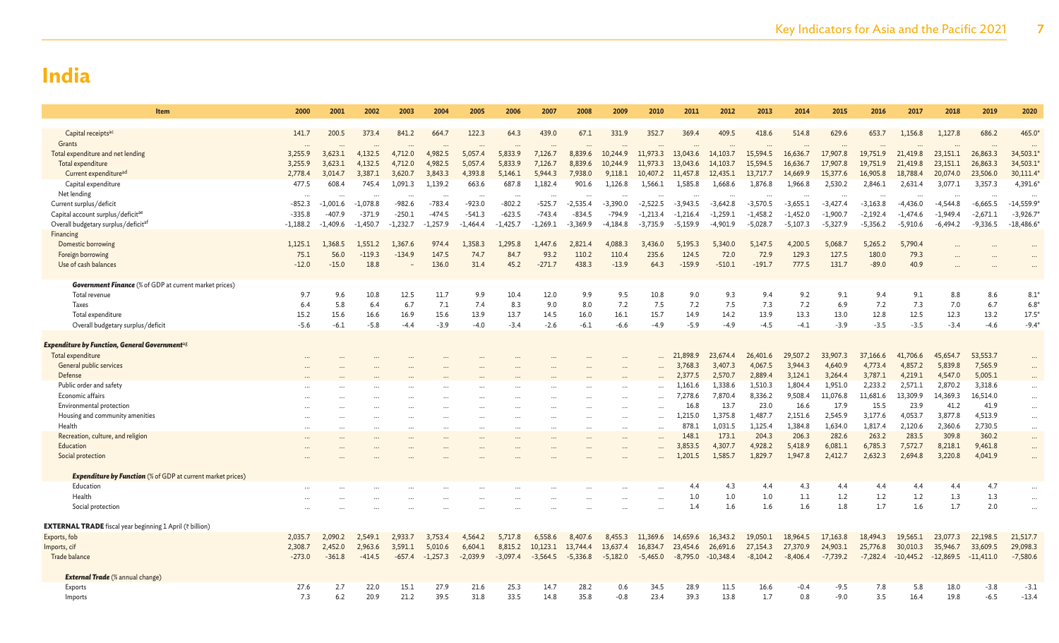# India

| Item | 2000 | 2001 | 2002 | 2003 | 2004 | 2005 | 2006 | 2007 | 2008 | 2009 | 2010 | 2011 | 2012 | 2013 | 2014 | 2015 | 2016 | 2017 | 2018 | 2019 | 2020 |
|---|---|---|---|---|---|---|---|---|---|---|---|---|---|---|---|---|---|---|---|---|---|
| Capital receipts[ac] | 141.7 | 200.5 | 373.4 | 841.2 | 664.7 | 122.3 | 64.3 | 439.0 | 67.1 | 331.9 | 352.7 | 369.4 | 409.5 | 418.6 | 514.8 | 629.6 | 653.7 | 1,156.8 | 1,127.8 | 686.2 | 465.0* |
| Grants | ... | ... | ... | ... | ... | ... | ... | ... | ... | ... | ... | ... | ... | ... | ... | ... | ... | ... | ... | ... | ... |
| Total expenditure and net lending | 3,255.9 | 3,623.1 | 4,132.5 | 4,712.0 | 4,982.5 | 5,057.4 | 5,833.9 | 7,126.7 | 8,839.6 | 10,244.9 | 11,973.3 | 13,043.6 | 14,103.7 | 15,594.5 | 16,636.7 | 17,907.8 | 19,751.9 | 21,419.8 | 23,151.1 | 26,863.3 | 34,503.1* |
| Total expenditure | 3,255.9 | 3,623.1 | 4,132.5 | 4,712.0 | 4,982.5 | 5,057.4 | 5,833.9 | 7,126.7 | 8,839.6 | 10,244.9 | 11,973.3 | 13,043.6 | 14,103.7 | 15,594.5 | 16,636.7 | 17,907.8 | 19,751.9 | 21,419.8 | 23,151.1 | 26,863.3 | 34,503.1* |
| Current expenditure[ad] | 2,778.4 | 3,014.7 | 3,387.1 | 3,620.7 | 3,843.3 | 4,393.8 | 5,146.1 | 5,944.3 | 7,938.0 | 9,118.1 | 10,407.2 | 11,457.8 | 12,435.1 | 13,717.7 | 14,669.9 | 15,377.6 | 16,905.8 | 18,788.4 | 20,074.0 | 23,506.0 | 30,111.4* |
| Capital expenditure | 477.5 | 608.4 | 745.4 | 1,091.3 | 1,139.2 | 663.6 | 687.8 | 1,182.4 | 901.6 | 1,126.8 | 1,566.1 | 1,585.8 | 1,668.6 | 1,876.8 | 1,966.8 | 2,530.2 | 2,846.1 | 2,631.4 | 3,077.1 | 3,357.3 | 4,391.6* |
| Net lending | ... | ... | ... | ... | ... | ... | ... | ... | ... | ... | ... | ... | ... | ... | ... | ... | ... | ... | ... | ... | ... |
| Current surplus/deficit | -852.3 | -1,001.6 | -1,078.8 | -982.6 | -783.4 | -923.0 | -802.2 | -525.7 | -2,535.4 | -3,390.0 | -2,522.5 | -3,943.5 | -3,642.8 | -3,570.5 | -3,655.1 | -3,427.4 | -3,163.8 | -4,436.0 | -4,544.8 | -6,665.5 | -14,559.9* |
| Capital account surplus/deficit[ae] | -335.8 | -407.9 | -371.9 | -250.1 | -474.5 | -541.3 | -623.5 | -743.4 | -834.5 | -794.9 | -1,213.4 | -1,216.4 | -1,259.1 | -1,458.2 | -1,452.0 | -1,900.7 | -2,192.4 | -1,474.6 | -1,949.4 | -2,671.1 | -3,926.7* |
| Overall budgetary surplus/deficit[af] | -1,188.2 | -1,409.6 | -1,450.7 | -1,232.7 | -1,257.9 | -1,464.4 | -1,425.7 | -1,269.1 | -3,369.9 | -4,184.8 | -3,735.9 | -5,159.9 | -4,901.9 | -5,028.7 | -5,107.3 | -5,327.9 | -5,356.2 | -5,910.6 | -6,494.2 | -9,336.5 | -18,486.6* |
| Financing | | | | | | | | | | | | | | | | | | | | | |
| Domestic borrowing | 1,125.1 | 1,368.5 | 1,551.2 | 1,367.6 | 974.4 | 1,358.3 | 1,295.8 | 1,447.6 | 2,821.4 | 4,088.3 | 3,436.0 | 5,195.3 | 5,340.0 | 5,147.5 | 4,200.5 | 5,068.7 | 5,265.2 | 5,790.4 | ... | ... | ... |
| Foreign borrowing | 75.1 | 56.0 | -119.3 | -134.9 | 147.5 | 74.7 | 84.7 | 93.2 | 110.2 | 110.4 | 235.6 | 124.5 | 72.0 | 72.9 | 129.3 | 127.5 | 180.0 | 79.3 | ... | ... | ... |
| Use of cash balances | -12.0 | -15.0 | 18.8 | – | 136.0 | 31.4 | 45.2 | -271.7 | 438.3 | -13.9 | 64.3 | -159.9 | -510.1 | -191.7 | 777.5 | 131.7 | -89.0 | 40.9 | ... | ... | ... |
| ***Government Finance*** (% of GDP at current market prices) | | | | | | | | | | | | | | | | | | | | | |
| Total revenue | 9.7 | 9.6 | 10.8 | 12.5 | 11.7 | 9.9 | 10.4 | 12.0 | 9.9 | 9.5 | 10.8 | 9.0 | 9.3 | 9.4 | 9.2 | 9.1 | 9.4 | 9.1 | 8.8 | 8.6 | 8.1* |
| Taxes | 6.4 | 5.8 | 6.4 | 6.7 | 7.1 | 7.4 | 8.3 | 9.0 | 8.0 | 7.2 | 7.5 | 7.2 | 7.5 | 7.3 | 7.2 | 6.9 | 7.2 | 7.3 | 7.0 | 6.7 | 6.8* |
| Total expenditure | 15.2 | 15.6 | 16.6 | 16.9 | 15.6 | 13.9 | 13.7 | 14.5 | 16.0 | 16.1 | 15.7 | 14.9 | 14.2 | 13.9 | 13.3 | 13.0 | 12.8 | 12.5 | 12.3 | 13.2 | 17.5* |
| Overall budgetary surplus/deficit | -5.6 | -6.1 | -5.8 | -4.4 | -3.9 | -4.0 | -3.4 | -2.6 | -6.1 | -6.6 | -4.9 | -5.9 | -4.9 | -4.5 | -4.1 | -3.9 | -3.5 | -3.5 | -3.4 | -4.6 | -9.4* |
| ***Expenditure by Function, General Government***[ag] | | | | | | | | | | | | | | | | | | | | | |
| Total expenditure | ... | ... | ... | ... | ... | ... | ... | ... | ... | ... | ... | 21,898.9 | 23,674.4 | 26,401.6 | 29,507.2 | 33,907.3 | 37,166.6 | 41,706.6 | 45,654.7 | 53,553.7 | ... |
| General public services | ... | ... | ... | ... | ... | ... | ... | ... | ... | ... | ... | 3,768.3 | 3,407.3 | 4,067.5 | 3,944.3 | 4,640.9 | 4,773.4 | 4,857.2 | 5,839.8 | 7,565.9 | ... |
| Defense | ... | ... | ... | ... | ... | ... | ... | ... | ... | ... | ... | 2,377.5 | 2,570.7 | 2,889.4 | 3,124.1 | 3,264.4 | 3,787.1 | 4,219.1 | 4,547.0 | 5,005.1 | ... |
| Public order and safety | ... | ... | ... | ... | ... | ... | ... | ... | ... | ... | ... | 1,161.6 | 1,338.6 | 1,510.3 | 1,804.4 | 1,951.0 | 2,233.2 | 2,571.1 | 2,870.2 | 3,318.6 | ... |
| Economic affairs | ... | ... | ... | ... | ... | ... | ... | ... | ... | ... | ... | 7,278.6 | 7,870.4 | 8,336.2 | 9,508.4 | 11,076.8 | 11,681.6 | 13,309.9 | 14,369.3 | 16,514.0 | ... |
| Environmental protection | ... | ... | ... | ... | ... | ... | ... | ... | ... | ... | ... | 16.8 | 13.7 | 23.0 | 16.6 | 17.9 | 15.5 | 23.9 | 41.2 | 41.9 | ... |
| Housing and community amenities | ... | ... | ... | ... | ... | ... | ... | ... | ... | ... | ... | 1,215.0 | 1,375.8 | 1,487.7 | 2,151.6 | 2,545.9 | 3,177.6 | 4,053.7 | 3,877.8 | 4,513.9 | ... |
| Health | ... | ... | ... | ... | ... | ... | ... | ... | ... | ... | ... | 878.1 | 1,031.5 | 1,125.4 | 1,384.8 | 1,634.0 | 1,817.4 | 2,120.6 | 2,360.6 | 2,730.5 | ... |
| Recreation, culture, and religion | ... | ... | ... | ... | ... | ... | ... | ... | ... | ... | ... | 148.1 | 173.1 | 204.3 | 206.3 | 282.6 | 263.2 | 283.5 | 309.8 | 360.2 | ... |
| Education | ... | ... | ... | ... | ... | ... | ... | ... | ... | ... | ... | 3,853.5 | 4,307.7 | 4,928.2 | 5,418.9 | 6,081.1 | 6,785.3 | 7,572.7 | 8,218.1 | 9,461.8 | ... |
| Social protection | ... | ... | ... | ... | ... | ... | ... | ... | ... | ... | ... | 1,201.5 | 1,585.7 | 1,829.7 | 1,947.8 | 2,412.7 | 2,632.3 | 2,694.8 | 3,220.8 | 4,041.9 | ... |
| ***Expenditure by Function*** (% of GDP at current market prices) | | | | | | | | | | | | | | | | | | | | | |
| Education | ... | ... | ... | ... | ... | ... | ... | ... | ... | ... | ... | 4.4 | 4.3 | 4.4 | 4.3 | 4.4 | 4.4 | 4.4 | 4.4 | 4.7 | ... |
| Health | ... | ... | ... | ... | ... | ... | ... | ... | ... | ... | ... | 1.0 | 1.0 | 1.0 | 1.1 | 1.2 | 1.2 | 1.2 | 1.3 | 1.3 | ... |
| Social protection | ... | ... | ... | ... | ... | ... | ... | ... | ... | ... | ... | 1.4 | 1.6 | 1.6 | 1.6 | 1.8 | 1.7 | 1.6 | 1.7 | 2.0 | ... |
| **EXTERNAL TRADE** fiscal year beginning 1 April (₹ billion) | | | | | | | | | | | | | | | | | | | | | |
| Exports, fob | 2,035.7 | 2,090.2 | 2,549.1 | 2,933.7 | 3,753.4 | 4,564.2 | 5,717.8 | 6,558.6 | 8,407.6 | 8,455.3 | 11,369.6 | 14,659.6 | 16,343.2 | 19,050.1 | 18,964.5 | 17,163.8 | 18,494.3 | 19,565.1 | 23,077.3 | 22,198.5 | 21,517.7 |
| Imports, cif | 2,308.7 | 2,452.0 | 2,963.6 | 3,591.1 | 5,010.6 | 6,604.1 | 8,815.2 | 10,123.1 | 13,744.4 | 13,637.4 | 16,834.7 | 23,454.6 | 26,691.6 | 27,154.3 | 27,370.9 | 24,903.1 | 25,776.8 | 30,010.3 | 35,946.7 | 33,609.5 | 29,098.3 |
| Trade balance | -273.0 | -361.8 | -414.5 | -657.4 | -1,257.3 | -2,039.9 | -3,097.4 | -3,564.5 | -5,336.8 | -5,182.0 | -5,465.0 | -8,795.0 | -10,348.4 | -8,104.2 | -8,406.4 | -7,739.2 | -7,282.4 | -10,445.2 | -12,869.5 | -11,411.0 | -7,580.6 |
| ***External Trade*** (% annual change) | | | | | | | | | | | | | | | | | | | | | |
| Exports | 27.6 | 2.7 | 22.0 | 15.1 | 27.9 | 21.6 | 25.3 | 14.7 | 28.2 | 0.6 | 34.5 | 28.9 | 11.5 | 16.6 | -0.4 | -9.5 | 7.8 | 5.8 | 18.0 | -3.8 | -3.1 |
| Imports | 7.3 | 6.2 | 20.9 | 21.2 | 39.5 | 31.8 | 33.5 | 14.8 | 35.8 | -0.8 | 23.4 | 39.3 | 13.8 | 1.7 | 0.8 | -9.0 | 3.5 | 16.4 | 19.8 | -6.5 | -13.4 |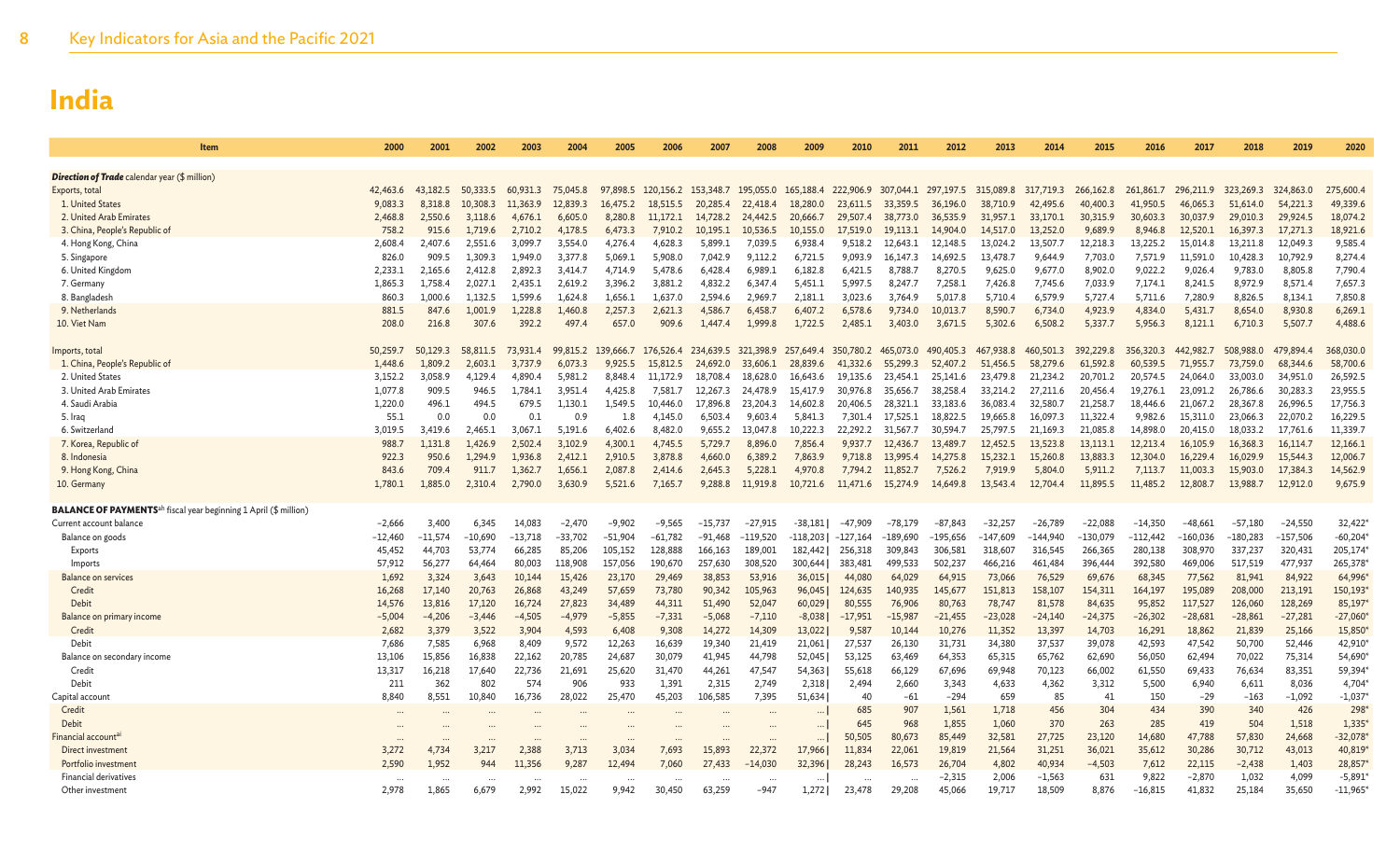# India

| Item | 2000 | 2001 | 2002 | 2003 | 2004 | 2005 | 2006 | 2007 | 2008 | 2009 | 2010 | 2011 | 2012 | 2013 | 2014 | 2015 | 2016 | 2017 | 2018 | 2019 | 2020 |
|---|---|---|---|---|---|---|---|---|---|---|---|---|---|---|---|---|---|---|---|---|---|
| ***Direction of Trade** calendar year ($ million)* | | | | | | | | | | | | | | | | | | | | | |
| Exports, total | 42,463.6 | 43,182.5 | 50,333.5 | 60,931.3 | 75,045.8 | 97,898.5 | 120,156.2 | 153,348.7 | 195,055.0 | 165,188.4 | 222,906.9 | 307,044.1 | 297,197.5 | 315,089.8 | 317,719.3 | 266,162.8 | 261,861.7 | 296,211.9 | 323,269.3 | 324,863.0 | 275,600.4 |
| 1. United States | 9,083.3 | 8,318.8 | 10,308.3 | 11,363.9 | 12,839.3 | 16,475.2 | 18,515.5 | 20,285.4 | 22,418.4 | 18,280.0 | 23,611.5 | 33,359.5 | 36,196.0 | 38,710.9 | 42,495.6 | 40,400.3 | 41,950.5 | 46,065.3 | 51,614.0 | 54,221.3 | 49,339.6 |
| 2. United Arab Emirates | 2,468.8 | 2,550.6 | 3,118.6 | 4,676.1 | 6,605.0 | 8,280.8 | 11,172.1 | 14,728.2 | 24,442.5 | 20,666.7 | 29,507.4 | 38,773.0 | 36,535.9 | 31,957.1 | 33,170.1 | 30,315.9 | 30,603.3 | 30,037.9 | 29,010.3 | 29,924.5 | 18,074.2 |
| 3. China, People's Republic of | 758.2 | 915.6 | 1,719.6 | 2,710.2 | 4,178.5 | 6,473.3 | 7,910.2 | 10,195.1 | 10,536.5 | 10,155.0 | 17,519.0 | 19,113.1 | 14,904.0 | 14,517.0 | 13,252.0 | 9,689.9 | 8,946.8 | 12,520.1 | 16,397.3 | 17,271.3 | 18,921.6 |
| 4. Hong Kong, China | 2,608.4 | 2,407.6 | 2,551.6 | 3,099.7 | 3,554.0 | 4,276.4 | 4,628.3 | 5,899.1 | 7,039.5 | 6,938.4 | 9,518.2 | 12,643.1 | 12,148.5 | 13,024.2 | 13,507.7 | 12,218.3 | 13,225.2 | 15,014.8 | 13,211.8 | 12,049.3 | 9,585.4 |
| 5. Singapore | 826.0 | 909.5 | 1,309.3 | 1,949.0 | 3,377.8 | 5,069.1 | 5,908.0 | 7,042.9 | 9,112.2 | 6,721.5 | 9,093.9 | 16,147.3 | 14,692.5 | 13,478.7 | 9,644.9 | 7,703.0 | 7,571.9 | 11,591.0 | 10,428.3 | 10,792.9 | 8,274.4 |
| 6. United Kingdom | 2,233.1 | 2,165.6 | 2,412.8 | 2,892.3 | 3,414.7 | 4,714.9 | 5,478.6 | 6,428.4 | 6,989.1 | 6,182.8 | 6,421.5 | 8,788.7 | 8,270.5 | 9,625.0 | 9,677.0 | 8,902.0 | 9,022.2 | 9,026.4 | 9,783.0 | 8,805.8 | 7,790.4 |
| 7. Germany | 1,865.3 | 1,758.4 | 2,027.1 | 2,435.1 | 2,619.2 | 3,396.2 | 3,881.2 | 4,832.2 | 6,347.4 | 5,451.1 | 5,997.5 | 8,247.7 | 7,258.1 | 7,426.8 | 7,745.6 | 7,033.9 | 7,174.1 | 8,241.5 | 8,972.9 | 8,571.4 | 7,657.3 |
| 8. Bangladesh | 860.3 | 1,000.6 | 1,132.5 | 1,599.6 | 1,624.8 | 1,656.1 | 1,637.0 | 2,594.6 | 2,969.7 | 2,181.1 | 3,023.6 | 3,764.9 | 5,017.8 | 5,710.4 | 6,579.9 | 5,727.4 | 5,711.6 | 7,280.9 | 8,826.5 | 8,134.1 | 7,850.8 |
| 9. Netherlands | 881.5 | 847.6 | 1,001.9 | 1,228.8 | 1,460.8 | 2,257.3 | 2,621.3 | 4,586.7 | 6,458.7 | 6,407.2 | 6,578.6 | 9,734.0 | 10,013.7 | 8,590.7 | 6,734.0 | 4,923.9 | 4,834.0 | 5,431.7 | 8,654.0 | 8,930.8 | 6,269.1 |
| 10. Viet Nam | 208.0 | 216.8 | 307.6 | 392.2 | 497.4 | 657.0 | 909.6 | 1,447.4 | 1,999.8 | 1,722.5 | 2,485.1 | 3,403.0 | 3,671.5 | 5,302.6 | 6,508.2 | 5,337.7 | 5,956.3 | 8,121.1 | 6,710.3 | 5,507.7 | 4,488.6 |
| Imports, total | 50,259.7 | 50,129.3 | 58,811.5 | 73,931.4 | 99,815.2 | 139,666.7 | 176,526.4 | 234,639.5 | 321,398.9 | 257,649.4 | 350,780.2 | 465,073.0 | 490,405.3 | 467,938.8 | 460,501.3 | 392,229.8 | 356,320.3 | 442,982.7 | 508,988.0 | 479,894.4 | 368,030.0 |
| 1. China, People's Republic of | 1,448.6 | 1,809.2 | 2,603.1 | 3,737.9 | 6,073.3 | 9,925.5 | 15,812.5 | 24,692.0 | 33,606.1 | 28,839.6 | 41,332.6 | 55,299.3 | 52,407.2 | 51,456.5 | 58,279.6 | 61,592.8 | 60,539.5 | 71,955.7 | 73,759.0 | 68,344.6 | 58,700.6 |
| 2. United States | 3,152.2 | 3,058.9 | 4,129.4 | 4,890.4 | 5,981.2 | 8,848.4 | 11,172.9 | 18,708.4 | 18,628.0 | 16,643.6 | 19,135.6 | 23,454.1 | 25,141.6 | 23,479.8 | 21,234.2 | 20,701.2 | 20,574.5 | 24,064.0 | 33,003.0 | 34,951.0 | 26,592.5 |
| 3. United Arab Emirates | 1,077.8 | 909.5 | 946.5 | 1,784.1 | 3,951.4 | 4,425.8 | 7,581.7 | 12,267.3 | 24,478.9 | 15,417.9 | 30,976.8 | 35,656.7 | 38,258.4 | 33,214.2 | 27,211.6 | 20,456.4 | 19,276.1 | 23,091.2 | 26,786.6 | 30,283.3 | 23,955.5 |
| 4. Saudi Arabia | 1,220.0 | 496.1 | 494.5 | 679.5 | 1,130.1 | 1,549.5 | 10,446.0 | 17,896.8 | 23,204.3 | 14,602.8 | 20,406.5 | 28,321.1 | 33,183.6 | 36,083.4 | 32,580.7 | 21,258.7 | 18,446.6 | 21,067.2 | 28,367.8 | 26,996.5 | 17,756.3 |
| 5. Iraq | 55.1 | 0.0 | 0.0 | 0.1 | 0.9 | 1.8 | 4,145.0 | 6,503.4 | 9,603.4 | 5,841.3 | 7,301.4 | 17,525.1 | 18,822.5 | 19,665.8 | 16,097.3 | 11,322.4 | 9,982.6 | 15,311.0 | 23,066.3 | 22,070.2 | 16,229.5 |
| 6. Switzerland | 3,019.5 | 3,419.6 | 2,465.1 | 3,067.1 | 5,191.6 | 6,402.6 | 8,482.0 | 9,655.2 | 13,047.8 | 10,222.3 | 22,292.2 | 31,567.7 | 30,594.7 | 25,797.5 | 21,169.3 | 21,085.8 | 14,898.0 | 20,415.0 | 18,033.2 | 17,761.6 | 11,339.7 |
| 7. Korea, Republic of | 988.7 | 1,131.8 | 1,426.9 | 2,502.4 | 3,102.9 | 4,300.1 | 4,745.5 | 5,729.7 | 8,896.0 | 7,856.4 | 9,937.7 | 12,436.7 | 13,489.7 | 12,452.5 | 13,523.8 | 13,113.1 | 12,213.4 | 16,105.9 | 16,368.3 | 16,114.7 | 12,166.1 |
| 8. Indonesia | 922.3 | 950.6 | 1,294.9 | 1,936.8 | 2,412.1 | 2,910.5 | 3,878.8 | 4,660.0 | 6,389.2 | 7,863.9 | 9,718.8 | 13,995.4 | 14,275.8 | 15,232.1 | 15,260.8 | 13,883.3 | 12,304.0 | 16,229.4 | 16,029.9 | 15,544.3 | 12,006.7 |
| 9. Hong Kong, China | 843.6 | 709.4 | 911.7 | 1,362.7 | 1,656.1 | 2,087.8 | 2,414.6 | 2,645.3 | 5,228.1 | 4,970.8 | 7,794.2 | 11,852.7 | 7,526.2 | 7,919.9 | 5,804.0 | 5,911.2 | 7,113.7 | 11,003.3 | 15,903.0 | 17,384.3 | 14,562.9 |
| 10. Germany | 1,780.1 | 1,885.0 | 2,310.4 | 2,790.0 | 3,630.9 | 5,521.6 | 7,165.7 | 9,288.8 | 11,919.8 | 10,721.6 | 11,471.6 | 15,274.9 | 14,649.8 | 13,543.4 | 12,704.4 | 11,895.5 | 11,485.2 | 12,808.7 | 13,988.7 | 12,912.0 | 9,675.9 |
| **BALANCE OF PAYMENTS**[ah] fiscal year beginning 1 April ($ million) | | | | | | | | | | | | | | | | | | | | | |
| Current account balance | −2,666 | 3,400 | 6,345 | 14,083 | −2,470 | −9,902 | −9,565 | −15,737 | −27,915 | −38,181 \| | −47,909 | −78,179 | −87,843 | −32,257 | −26,789 | −22,088 | −14,350 | −48,661 | −57,180 | −24,550 | 32,422* |
| Balance on goods | −12,460 | −11,574 | −10,690 | −13,718 | −33,702 | −51,904 | −61,782 | −91,468 | −119,520 | −118,203 \| | −127,164 | −189,690 | −195,656 | −147,609 | −144,940 | −130,079 | −112,442 | −160,036 | −180,283 | −157,506 | −60,204* |
| Exports | 45,452 | 44,703 | 53,774 | 66,285 | 85,206 | 105,152 | 128,888 | 166,163 | 189,001 | 182,442 \| | 256,318 | 309,843 | 306,581 | 318,607 | 316,545 | 266,365 | 280,138 | 308,970 | 337,237 | 320,431 | 205,174* |
| Imports | 57,912 | 56,277 | 64,464 | 80,003 | 118,908 | 157,056 | 190,670 | 257,630 | 308,520 | 300,644 \| | 383,481 | 499,533 | 502,237 | 466,216 | 461,484 | 396,444 | 392,580 | 469,006 | 517,519 | 477,937 | 265,378* |
| Balance on services | 1,692 | 3,324 | 3,643 | 10,144 | 15,426 | 23,170 | 29,469 | 38,853 | 53,916 | 36,015 \| | 44,080 | 64,029 | 64,915 | 73,066 | 76,529 | 69,676 | 68,345 | 77,562 | 81,941 | 84,922 | 64,996* |
| Credit | 16,268 | 17,140 | 20,763 | 26,868 | 43,249 | 57,659 | 73,780 | 90,342 | 105,963 | 96,045 \| | 124,635 | 140,935 | 145,677 | 151,813 | 158,107 | 154,311 | 164,197 | 195,089 | 208,000 | 213,191 | 150,193* |
| Debit | 14,576 | 13,816 | 17,120 | 16,724 | 27,823 | 34,489 | 44,311 | 51,490 | 52,047 | 60,029 \| | 80,555 | 76,906 | 80,763 | 78,747 | 81,578 | 84,635 | 95,852 | 117,527 | 126,060 | 128,269 | 85,197* |
| Balance on primary income | −5,004 | −4,206 | −3,446 | −4,505 | −4,979 | −5,855 | −7,331 | −5,068 | −7,110 | −8,038 \| | −17,951 | −15,987 | −21,455 | −23,028 | −24,140 | −24,375 | −26,302 | −28,681 | −28,861 | −27,281 | −27,060* |
| Credit | 2,682 | 3,379 | 3,522 | 3,904 | 4,593 | 6,408 | 9,308 | 14,272 | 14,309 | 13,022 \| | 9,587 | 10,144 | 10,276 | 11,352 | 13,397 | 14,703 | 16,291 | 18,862 | 21,839 | 25,166 | 15,850* |
| Debit | 7,686 | 7,585 | 6,968 | 8,409 | 9,572 | 12,263 | 16,639 | 19,340 | 21,419 | 21,061 \| | 27,537 | 26,130 | 31,731 | 34,380 | 37,537 | 39,078 | 42,593 | 47,542 | 50,700 | 52,446 | 42,910* |
| Balance on secondary income | 13,106 | 15,856 | 16,838 | 22,162 | 20,785 | 24,687 | 30,079 | 41,945 | 44,798 | 52,045 \| | 53,125 | 63,469 | 64,353 | 65,315 | 65,762 | 62,690 | 56,050 | 62,494 | 70,022 | 75,314 | 54,690* |
| Credit | 13,317 | 16,218 | 17,640 | 22,736 | 21,691 | 25,620 | 31,470 | 44,261 | 47,547 | 54,363 \| | 55,618 | 66,129 | 67,696 | 69,948 | 70,123 | 66,002 | 61,550 | 69,433 | 76,634 | 83,351 | 59,394* |
| Debit | 211 | 362 | 802 | 574 | 906 | 933 | 1,391 | 2,315 | 2,749 | 2,318 \| | 2,494 | 2,660 | 3,343 | 4,633 | 4,362 | 3,312 | 5,500 | 6,940 | 6,611 | 8,036 | 4,704* |
| Capital account | 8,840 | 8,551 | 10,840 | 16,736 | 28,022 | 25,470 | 45,203 | 106,585 | 7,395 | 51,634 \| | 40 | −61 | −294 | 659 | 85 | 41 | 150 | −29 | −163 | −1,092 | −1,037* |
| Credit | ... | ... | ... | ... | ... | ... | ... | ... | ... | ... \| | 685 | 907 | 1,561 | 1,718 | 456 | 304 | 434 | 390 | 340 | 426 | 298* |
| Debit | ... | ... | ... | ... | ... | ... | ... | ... | ... | ... \| | 645 | 968 | 1,855 | 1,060 | 370 | 263 | 285 | 419 | 504 | 1,518 | 1,335* |
| Financial account[ai] | ... | ... | ... | ... | ... | ... | ... | ... | ... | ... \| | 50,505 | 80,673 | 85,449 | 32,581 | 27,725 | 23,120 | 14,680 | 47,788 | 57,830 | 24,668 | −32,078* |
| Direct investment | 3,272 | 4,734 | 3,217 | 2,388 | 3,713 | 3,034 | 7,693 | 15,893 | 22,372 | 17,966 \| | 11,834 | 22,061 | 19,819 | 21,564 | 31,251 | 36,021 | 35,612 | 30,286 | 30,712 | 43,013 | 40,819* |
| Portfolio investment | 2,590 | 1,952 | 944 | 11,356 | 9,287 | 12,494 | 7,060 | 27,433 | −14,030 | 32,396 \| | 28,243 | 16,573 | 26,704 | 4,802 | 40,934 | −4,503 | 7,612 | 22,115 | −2,438 | 1,403 | 28,857* |
| Financial derivatives | ... | ... | ... | ... | ... | ... | ... | ... | ... | ... \| | ... | ... | −2,315 | 2,006 | −1,563 | 631 | 9,822 | −2,870 | 1,032 | 4,099 | −5,891* |
| Other investment | 2,978 | 1,865 | 6,679 | 2,992 | 15,022 | 9,942 | 30,450 | 63,259 | −947 | 1,272 \| | 23,478 | 29,208 | 45,066 | 19,717 | 18,509 | 8,876 | −16,815 | 41,832 | 25,184 | 35,650 | −11,965* |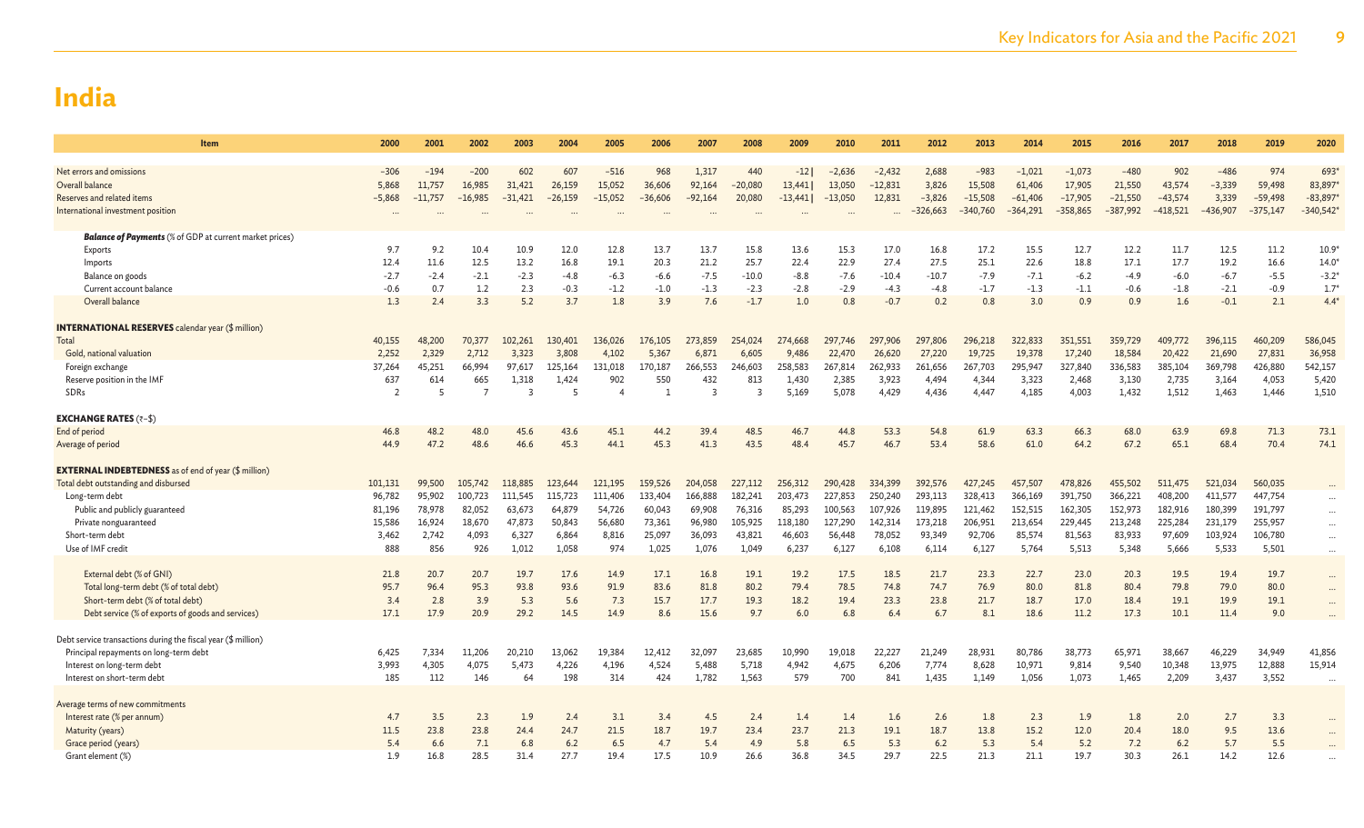# India

| Item | 2000 | 2001 | 2002 | 2003 | 2004 | 2005 | 2006 | 2007 | 2008 | 2009 | 2010 | 2011 | 2012 | 2013 | 2014 | 2015 | 2016 | 2017 | 2018 | 2019 | 2020 |
|---|---|---|---|---|---|---|---|---|---|---|---|---|---|---|---|---|---|---|---|---|---|
| Net errors and omissions | −306 | −194 | −200 | 602 | 607 | −516 | 968 | 1,317 | 440 | −12 | −2,636 | −2,432 | 2,688 | −983 | −1,021 | −1,073 | −480 | 902 | −486 | 974 | 693* |
| Overall balance | 5,868 | 11,757 | 16,985 | 31,421 | 26,159 | 15,052 | 36,606 | 92,164 | −20,080 | 13,441 | 13,050 | −12,831 | 3,826 | 15,508 | 61,406 | 17,905 | 21,550 | 43,574 | −3,339 | 59,498 | 83,897* |
| Reserves and related items | −5,868 | −11,757 | −16,985 | −31,421 | −26,159 | −15,052 | −36,606 | −92,164 | 20,080 | −13,441 | −13,050 | 12,831 | −3,826 | −15,508 | −61,406 | −17,905 | −21,550 | −43,574 | 3,339 | −59,498 | −83,897* |
| International investment position | ... | ... | ... | ... | ... | ... | ... | ... | ... | ... | ... | ... | −326,663 | −340,760 | −364,291 | −358,865 | −387,992 | −418,521 | −436,907 | −375,147 | −340,542* |
| ***Balance of Payments*** (% of GDP at current market prices) | | | | | | | | | | | | | | | | | | | | | |
| Exports | 9.7 | 9.2 | 10.4 | 10.9 | 12.0 | 12.8 | 13.7 | 13.7 | 15.8 | 13.6 | 15.3 | 17.0 | 16.8 | 17.2 | 15.5 | 12.7 | 12.2 | 11.7 | 12.5 | 11.2 | 10.9* |
| Imports | 12.4 | 11.6 | 12.5 | 13.2 | 16.8 | 19.1 | 20.3 | 21.2 | 25.7 | 22.4 | 22.9 | 27.4 | 27.5 | 25.1 | 22.6 | 18.8 | 17.1 | 17.7 | 19.2 | 16.6 | 14.0* |
| Balance on goods | −2.7 | −2.4 | −2.1 | −2.3 | −4.8 | −6.3 | −6.6 | −7.5 | −10.0 | −8.8 | −7.6 | −10.4 | −10.7 | −7.9 | −7.1 | −6.2 | −4.9 | −6.0 | −6.7 | −5.5 | −3.2* |
| Current account balance | −0.6 | 0.7 | 1.2 | 2.3 | −0.3 | −1.2 | −1.0 | −1.3 | −2.3 | −2.8 | −2.9 | −4.3 | −4.8 | −1.7 | −1.3 | −1.1 | −0.6 | −1.8 | −2.1 | −0.9 | 1.7* |
| Overall balance | 1.3 | 2.4 | 3.3 | 5.2 | 3.7 | 1.8 | 3.9 | 7.6 | −1.7 | 1.0 | 0.8 | −0.7 | 0.2 | 0.8 | 3.0 | 0.9 | 0.9 | 1.6 | −0.1 | 2.1 | 4.4* |
| **INTERNATIONAL RESERVES** calendar year ($ million) | | | | | | | | | | | | | | | | | | | | | |
| Total | 40,155 | 48,200 | 70,377 | 102,261 | 130,401 | 136,026 | 176,105 | 273,859 | 254,024 | 274,668 | 297,746 | 297,906 | 297,806 | 296,218 | 322,833 | 351,551 | 359,729 | 409,772 | 396,115 | 460,209 | 586,045 |
| Gold, national valuation | 2,252 | 2,329 | 2,712 | 3,323 | 3,808 | 4,102 | 5,367 | 6,871 | 6,605 | 9,486 | 22,470 | 26,620 | 27,220 | 19,725 | 19,378 | 17,240 | 18,584 | 20,422 | 21,690 | 27,831 | 36,958 |
| Foreign exchange | 37,264 | 45,251 | 66,994 | 97,617 | 125,164 | 131,018 | 170,187 | 266,553 | 246,603 | 258,583 | 267,814 | 262,933 | 261,656 | 267,703 | 295,947 | 327,840 | 336,583 | 385,104 | 369,798 | 426,880 | 542,157 |
| Reserve position in the IMF | 637 | 614 | 665 | 1,318 | 1,424 | 902 | 550 | 432 | 813 | 1,430 | 2,385 | 3,923 | 4,494 | 4,344 | 3,323 | 2,468 | 3,130 | 2,735 | 3,164 | 4,053 | 5,420 |
| SDRs | 2 | 5 | 7 | 3 | 5 | 4 | 1 | 3 | 3 | 5,169 | 5,078 | 4,429 | 4,436 | 4,447 | 4,185 | 4,003 | 1,432 | 1,512 | 1,463 | 1,446 | 1,510 |
| **EXCHANGE RATES** (₹–$) | | | | | | | | | | | | | | | | | | | | | |
| End of period | 46.8 | 48.2 | 48.0 | 45.6 | 43.6 | 45.1 | 44.2 | 39.4 | 48.5 | 46.7 | 44.8 | 53.3 | 54.8 | 61.9 | 63.3 | 66.3 | 68.0 | 63.9 | 69.8 | 71.3 | 73.1 |
| Average of period | 44.9 | 47.2 | 48.6 | 46.6 | 45.3 | 44.1 | 45.3 | 41.3 | 43.5 | 48.4 | 45.7 | 46.7 | 53.4 | 58.6 | 61.0 | 64.2 | 67.2 | 65.1 | 68.4 | 70.4 | 74.1 |
| **EXTERNAL INDEBTEDNESS** as of end of year ($ million) | | | | | | | | | | | | | | | | | | | | | |
| Total debt outstanding and disbursed | 101,131 | 99,500 | 105,742 | 118,885 | 123,644 | 121,195 | 159,526 | 204,058 | 227,112 | 256,312 | 290,428 | 334,399 | 392,576 | 427,245 | 457,507 | 478,826 | 455,502 | 511,475 | 521,034 | 560,035 | ... |
| Long-term debt | 96,782 | 95,902 | 100,723 | 111,545 | 115,723 | 111,406 | 133,404 | 166,888 | 182,241 | 203,473 | 227,853 | 250,240 | 293,113 | 328,413 | 366,169 | 391,750 | 366,221 | 408,200 | 411,577 | 447,754 | ... |
| Public and publicly guaranteed | 81,196 | 78,978 | 82,052 | 63,673 | 64,879 | 54,726 | 60,043 | 69,908 | 76,316 | 85,293 | 100,563 | 107,926 | 119,895 | 121,462 | 152,515 | 162,305 | 152,973 | 182,916 | 180,399 | 191,797 | ... |
| Private nonguaranteed | 15,586 | 16,924 | 18,670 | 47,873 | 50,843 | 56,680 | 73,361 | 96,980 | 105,925 | 118,180 | 127,290 | 142,314 | 173,218 | 206,951 | 213,654 | 229,445 | 213,248 | 225,284 | 231,179 | 255,957 | ... |
| Short-term debt | 3,462 | 2,742 | 4,093 | 6,327 | 6,864 | 8,816 | 25,097 | 36,093 | 43,821 | 46,603 | 56,448 | 78,052 | 93,349 | 92,706 | 85,574 | 81,563 | 83,933 | 97,609 | 103,924 | 106,780 | ... |
| Use of IMF credit | 888 | 856 | 926 | 1,012 | 1,058 | 974 | 1,025 | 1,076 | 1,049 | 6,237 | 6,127 | 6,108 | 6,114 | 6,127 | 5,764 | 5,513 | 5,348 | 5,666 | 5,533 | 5,501 | ... |
| External debt (% of GNI) | 21.8 | 20.7 | 20.7 | 19.7 | 17.6 | 14.9 | 17.1 | 16.8 | 19.1 | 19.2 | 17.5 | 18.5 | 21.7 | 23.3 | 22.7 | 23.0 | 20.3 | 19.5 | 19.4 | 19.7 | ... |
| Total long-term debt (% of total debt) | 95.7 | 96.4 | 95.3 | 93.8 | 93.6 | 91.9 | 83.6 | 81.8 | 80.2 | 79.4 | 78.5 | 74.8 | 74.7 | 76.9 | 80.0 | 81.8 | 80.4 | 79.8 | 79.0 | 80.0 | ... |
| Short-term debt (% of total debt) | 3.4 | 2.8 | 3.9 | 5.3 | 5.6 | 7.3 | 15.7 | 17.7 | 19.3 | 18.2 | 19.4 | 23.3 | 23.8 | 21.7 | 18.7 | 17.0 | 18.4 | 19.1 | 19.9 | 19.1 | ... |
| Debt service (% of exports of goods and services) | 17.1 | 17.9 | 20.9 | 29.2 | 14.5 | 14.9 | 8.6 | 15.6 | 9.7 | 6.0 | 6.8 | 6.4 | 6.7 | 8.1 | 18.6 | 11.2 | 17.3 | 10.1 | 11.4 | 9.0 | ... |
| Debt service transactions during the fiscal year ($ million) | | | | | | | | | | | | | | | | | | | | | |
| Principal repayments on long-term debt | 6,425 | 7,334 | 11,206 | 20,210 | 13,062 | 19,384 | 12,412 | 32,097 | 23,685 | 10,990 | 19,018 | 22,227 | 21,249 | 28,931 | 80,786 | 38,773 | 65,971 | 38,667 | 46,229 | 34,949 | 41,856 |
| Interest on long-term debt | 3,993 | 4,305 | 4,075 | 5,473 | 4,226 | 4,196 | 4,524 | 5,488 | 5,718 | 4,942 | 4,675 | 6,206 | 7,774 | 8,628 | 10,971 | 9,814 | 9,540 | 10,348 | 13,975 | 12,888 | 15,914 |
| Interest on short-term debt | 185 | 112 | 146 | 64 | 198 | 314 | 424 | 1,782 | 1,563 | 579 | 700 | 841 | 1,435 | 1,149 | 1,056 | 1,073 | 1,465 | 2,209 | 3,437 | 3,552 | ... |
| Average terms of new commitments | | | | | | | | | | | | | | | | | | | | | |
| Interest rate (% per annum) | 4.7 | 3.5 | 2.3 | 1.9 | 2.4 | 3.1 | 3.4 | 4.5 | 2.4 | 1.4 | 1.4 | 1.6 | 2.6 | 1.8 | 2.3 | 1.9 | 1.8 | 2.0 | 2.7 | 3.3 | ... |
| Maturity (years) | 11.5 | 23.8 | 23.8 | 24.4 | 24.7 | 21.5 | 18.7 | 19.7 | 23.4 | 23.7 | 21.3 | 19.1 | 18.7 | 13.8 | 15.2 | 12.0 | 20.4 | 18.0 | 9.5 | 13.6 | ... |
| Grace period (years) | 5.4 | 6.6 | 7.1 | 6.8 | 6.2 | 6.5 | 4.7 | 5.4 | 4.9 | 5.8 | 6.5 | 5.3 | 6.2 | 5.3 | 5.4 | 5.2 | 7.2 | 6.2 | 5.7 | 5.5 | ... |
| Grant element (%) | 1.9 | 16.8 | 28.5 | 31.4 | 27.7 | 19.4 | 17.5 | 10.9 | 26.6 | 36.8 | 34.5 | 29.7 | 22.5 | 21.3 | 21.1 | 19.7 | 30.3 | 26.1 | 14.2 | 12.6 | ... |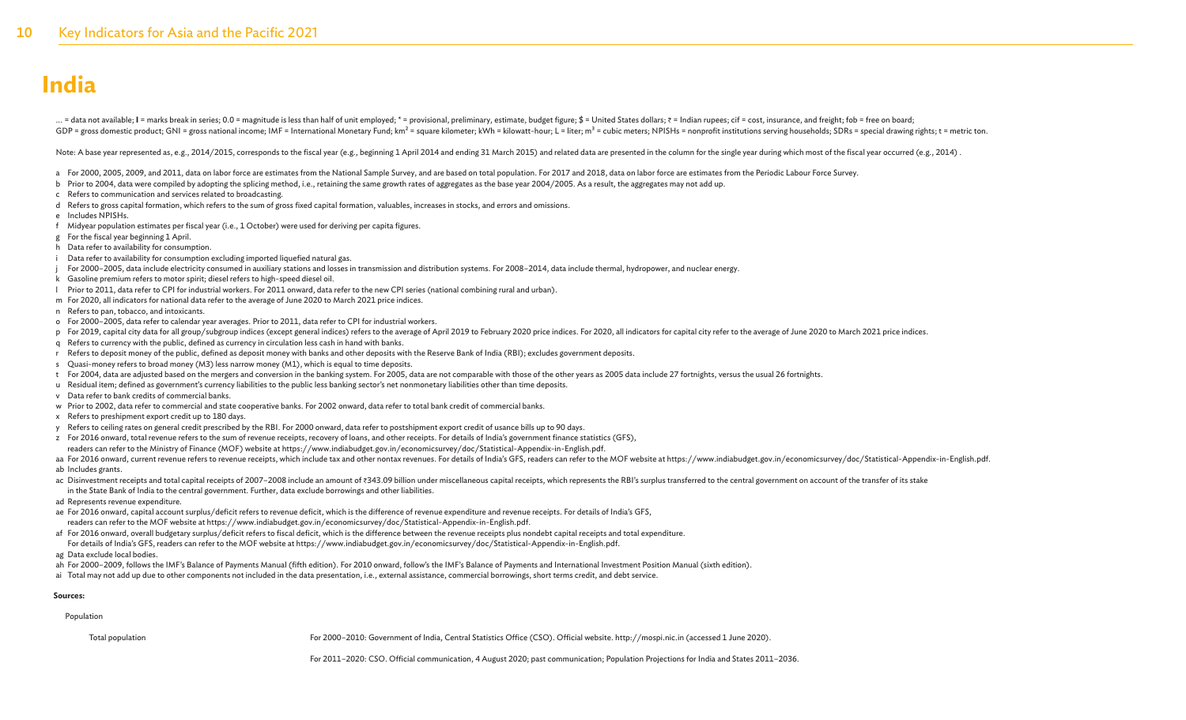# India

... = data not available; | = marks break in series; 0.0 = magnitude is less than half of unit employed; * = provisional, preliminary, estimate, budget figure; $ = United States dollars; ₹ = Indian rupees; cif = cost, insurance, and freight; fob = free on board; GDP = gross domestic product; GNI = gross national income; IMF = International Monetary Fund; $km^2$ = square kilometer; kWh = kilowatt-hour; L = liter; $m^3$ = cubic meters; NPISHs = nonprofit institutions serving households; SDRs = special drawing rights; t = metric ton.

Note: A base year represented as, e.g., 2014/2015, corresponds to the fiscal year (e.g., beginning 1 April 2014 and ending 31 March 2015) and related data are presented in the column for the single year during which most of the fiscal year occurred (e.g., 2014) .

a For 2000, 2005, 2009, and 2011, data on labor force are estimates from the National Sample Survey, and are based on total population. For 2017 and 2018, data on labor force are estimates from the Periodic Labour Force Survey.
b Prior to 2004, data were compiled by adopting the splicing method, i.e., retaining the same growth rates of aggregates as the base year 2004/2005. As a result, the aggregates may not add up.
c Refers to communication and services related to broadcasting.
d Refers to gross capital formation, which refers to the sum of gross fixed capital formation, valuables, increases in stocks, and errors and omissions.
e Includes NPISHs.
f Midyear population estimates per fiscal year (i.e., 1 October) were used for deriving per capita figures.
g For the fiscal year beginning 1 April.
h Data refer to availability for consumption.
i Data refer to availability for consumption excluding imported liquefied natural gas.
j For 2000–2005, data include electricity consumed in auxiliary stations and losses in transmission and distribution systems. For 2008–2014, data include thermal, hydropower, and nuclear energy.
k Gasoline premium refers to motor spirit; diesel refers to high-speed diesel oil.
l Prior to 2011, data refer to CPI for industrial workers. For 2011 onward, data refer to the new CPI series (national combining rural and urban).
m For 2020, all indicators for national data refer to the average of June 2020 to March 2021 price indices.
n Refers to pan, tobacco, and intoxicants.
o For 2000–2005, data refer to calendar year averages. Prior to 2011, data refer to CPI for industrial workers.
p For 2019, capital city data for all group/subgroup indices (except general indices) refers to the average of April 2019 to February 2020 price indices. For 2020, all indicators for capital city refer to the average of June 2020 to March 2021 price indices.
q Refers to currency with the public, defined as currency in circulation less cash in hand with banks.
r Refers to deposit money of the public, defined as deposit money with banks and other deposits with the Reserve Bank of India (RBI); excludes government deposits.
s Quasi-money refers to broad money (M3) less narrow money (M1), which is equal to time deposits.
t For 2004, data are adjusted based on the mergers and conversion in the banking system. For 2005, data are not comparable with those of the other years as 2005 data include 27 fortnights, versus the usual 26 fortnights.
u Residual item; defined as government's currency liabilities to the public less banking sector's net nonmonetary liabilities other than time deposits.
v Data refer to bank credits of commercial banks.
w Prior to 2002, data refer to commercial and state cooperative banks. For 2002 onward, data refer to total bank credit of commercial banks.
x Refers to preshipment export credit up to 180 days.
y Refers to ceiling rates on general credit prescribed by the RBI. For 2000 onward, data refer to postshipment export credit of usance bills up to 90 days.
z For 2016 onward, total revenue refers to the sum of revenue receipts, recovery of loans, and other receipts. For details of India's government finance statistics (GFS), readers can refer to the Ministry of Finance (MOF) website at https://www.indiabudget.gov.in/economicsurvey/doc/Statistical-Appendix-in-English.pdf.
aa For 2016 onward, current revenue refers to revenue receipts, which include tax and other nontax revenues. For details of India's GFS, readers can refer to the MOF website at https://www.indiabudget.gov.in/economicsurvey/doc/Statistical-Appendix-in-English.pdf.
ab Includes grants.
ac Disinvestment receipts and total capital receipts of 2007–2008 include an amount of ₹343.09 billion under miscellaneous capital receipts, which represents the RBI's surplus transferred to the central government on account of the transfer of its stake in the State Bank of India to the central government. Further, data exclude borrowings and other liabilities.
ad Represents revenue expenditure.
ae For 2016 onward, capital account surplus/deficit refers to revenue deficit, which is the difference of revenue expenditure and revenue receipts. For details of India's GFS, readers can refer to the MOF website at https://www.indiabudget.gov.in/economicsurvey/doc/Statistical-Appendix-in-English.pdf.
af For 2016 onward, overall budgetary surplus/deficit refers to fiscal deficit, which is the difference between the revenue receipts plus nondebt capital receipts and total expenditure. For details of India's GFS, readers can refer to the MOF website at https://www.indiabudget.gov.in/economicsurvey/doc/Statistical-Appendix-in-English.pdf.
ag Data exclude local bodies.
ah For 2000–2009, follows the IMF's Balance of Payments Manual (fifth edition). For 2010 onward, follow's the IMF's Balance of Payments and International Investment Position Manual (sixth edition).
ai Total may not add up due to other components not included in the data presentation, i.e., external assistance, commercial borrowings, short terms credit, and debt service.

**Sources:**

Population

| Total population | For 2000–2010: Government of India, Central Statistics Office (CSO). Official website. http://mospi.nic.in (accessed 1 June 2020). |
|---|---|
| | For 2011–2020: CSO. Official communication, 4 August 2020; past communication; Population Projections for India and States 2011–2036. |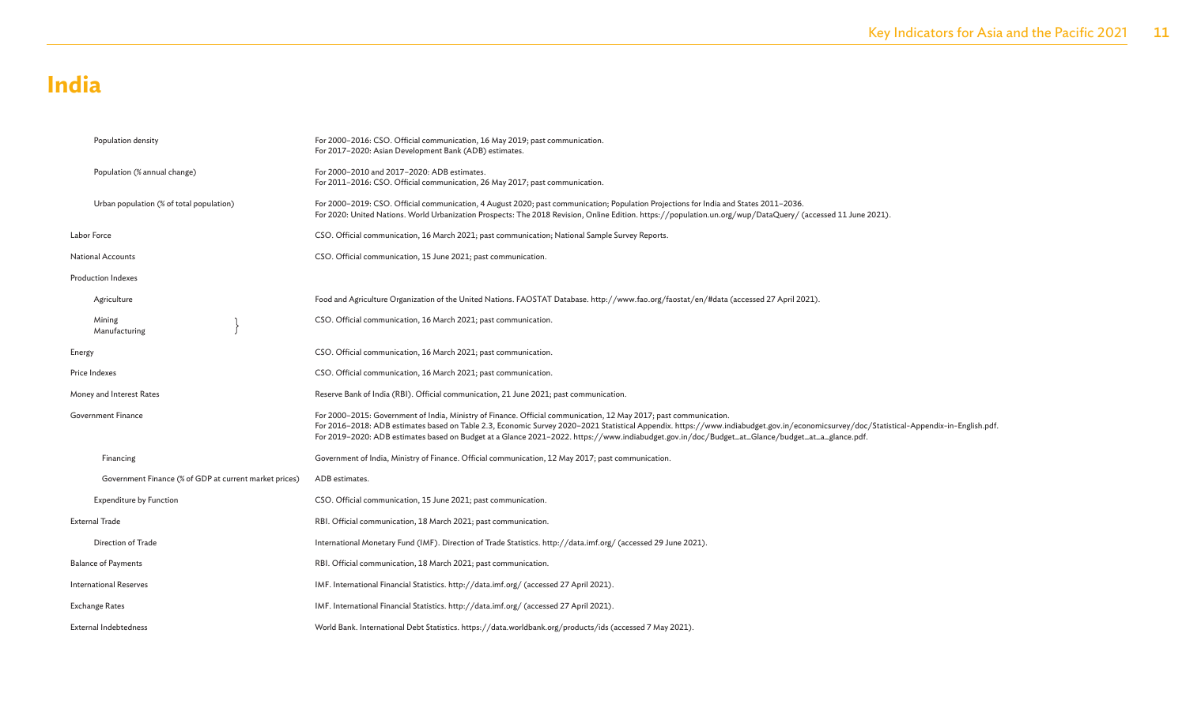# India

| | |
|---|---|
| Population density | For 2000–2016: CSO. Official communication, 16 May 2019; past communication.<br>For 2017–2020: Asian Development Bank (ADB) estimates. |
| Population (% annual change) | For 2000–2010 and 2017–2020: ADB estimates.<br>For 2011–2016: CSO. Official communication, 26 May 2017; past communication. |
| Urban population (% of total population) | For 2000–2019: CSO. Official communication, 4 August 2020; past communication; Population Projections for India and States 2011–2036.<br>For 2020: United Nations. World Urbanization Prospects: The 2018 Revision, Online Edition. https://population.un.org/wup/DataQuery/ (accessed 11 June 2021). |
| Labor Force | CSO. Official communication, 16 March 2021; past communication; National Sample Survey Reports. |
| National Accounts | CSO. Official communication, 15 June 2021; past communication. |
| Production Indexes | |
| Agriculture | Food and Agriculture Organization of the United Nations. FAOSTAT Database. http://www.fao.org/faostat/en/#data (accessed 27 April 2021). |
| Mining<br>Manufacturing | CSO. Official communication, 16 March 2021; past communication. |
| Energy | CSO. Official communication, 16 March 2021; past communication. |
| Price Indexes | CSO. Official communication, 16 March 2021; past communication. |
| Money and Interest Rates | Reserve Bank of India (RBI). Official communication, 21 June 2021; past communication. |
| Government Finance | For 2000–2015: Government of India, Ministry of Finance. Official communication, 12 May 2017; past communication.<br>For 2016–2018: ADB estimates based on Table 2.3, Economic Survey 2020–2021 Statistical Appendix. https://www.indiabudget.gov.in/economicsurvey/doc/Statistical-Appendix-in-English.pdf.<br>For 2019–2020: ADB estimates based on Budget at a Glance 2021–2022. https://www.indiabudget.gov.in/doc/Budget_at_Glance/budget_at_a_glance.pdf. |
| Financing | Government of India, Ministry of Finance. Official communication, 12 May 2017; past communication. |
| Government Finance (% of GDP at current market prices) | ADB estimates. |
| Expenditure by Function | CSO. Official communication, 15 June 2021; past communication. |
| External Trade | RBI. Official communication, 18 March 2021; past communication. |
| Direction of Trade | International Monetary Fund (IMF). Direction of Trade Statistics. http://data.imf.org/ (accessed 29 June 2021). |
| Balance of Payments | RBI. Official communication, 18 March 2021; past communication. |
| International Reserves | IMF. International Financial Statistics. http://data.imf.org/ (accessed 27 April 2021). |
| Exchange Rates | IMF. International Financial Statistics. http://data.imf.org/ (accessed 27 April 2021). |
| External Indebtedness | World Bank. International Debt Statistics. https://data.worldbank.org/products/ids (accessed 7 May 2021). |